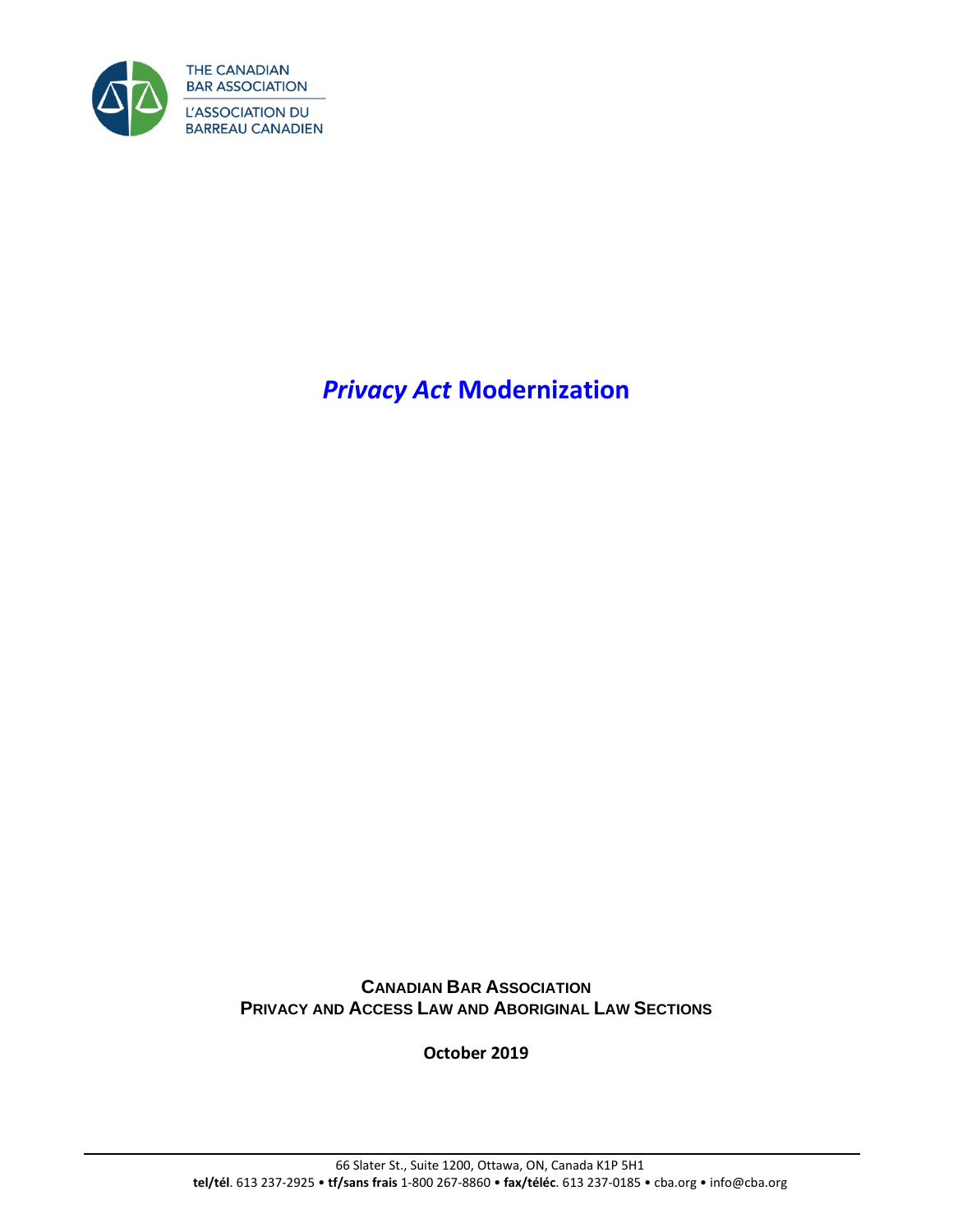THE CANADIAN BAR ASSOCIATION

L'ASSOCIATION DU BARREAU CANADIEN

# *Privacy Act* Modernization

**CANADIAN BAR ASSOCIATION**
**PRIVACY AND ACCESS LAW AND ABORIGINAL LAW SECTIONS**

**October 2019**

66 Slater St., Suite 1200, Ottawa, ON, Canada K1P 5H1
**tel/tél**. 613 237-2925 • **tf/sans frais** 1-800 267-8860 • **fax/téléc**. 613 237-0185 • cba.org • info@cba.org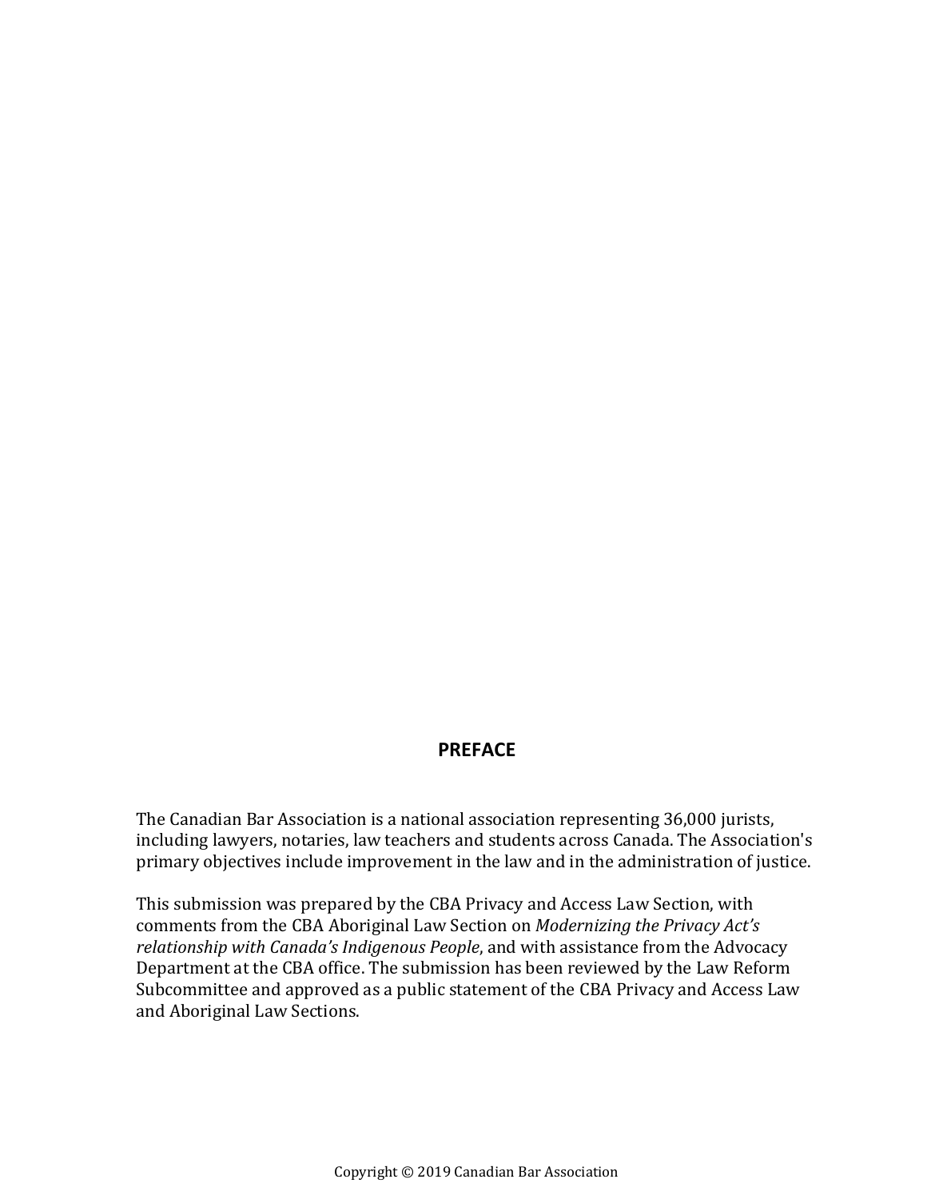# PREFACE

The Canadian Bar Association is a national association representing 36,000 jurists, including lawyers, notaries, law teachers and students across Canada. The Association's primary objectives include improvement in the law and in the administration of justice.

This submission was prepared by the CBA Privacy and Access Law Section, with comments from the CBA Aboriginal Law Section on *Modernizing the Privacy Act's relationship with Canada's Indigenous People*, and with assistance from the Advocacy Department at the CBA office. The submission has been reviewed by the Law Reform Subcommittee and approved as a public statement of the CBA Privacy and Access Law and Aboriginal Law Sections.

Copyright © 2019 Canadian Bar Association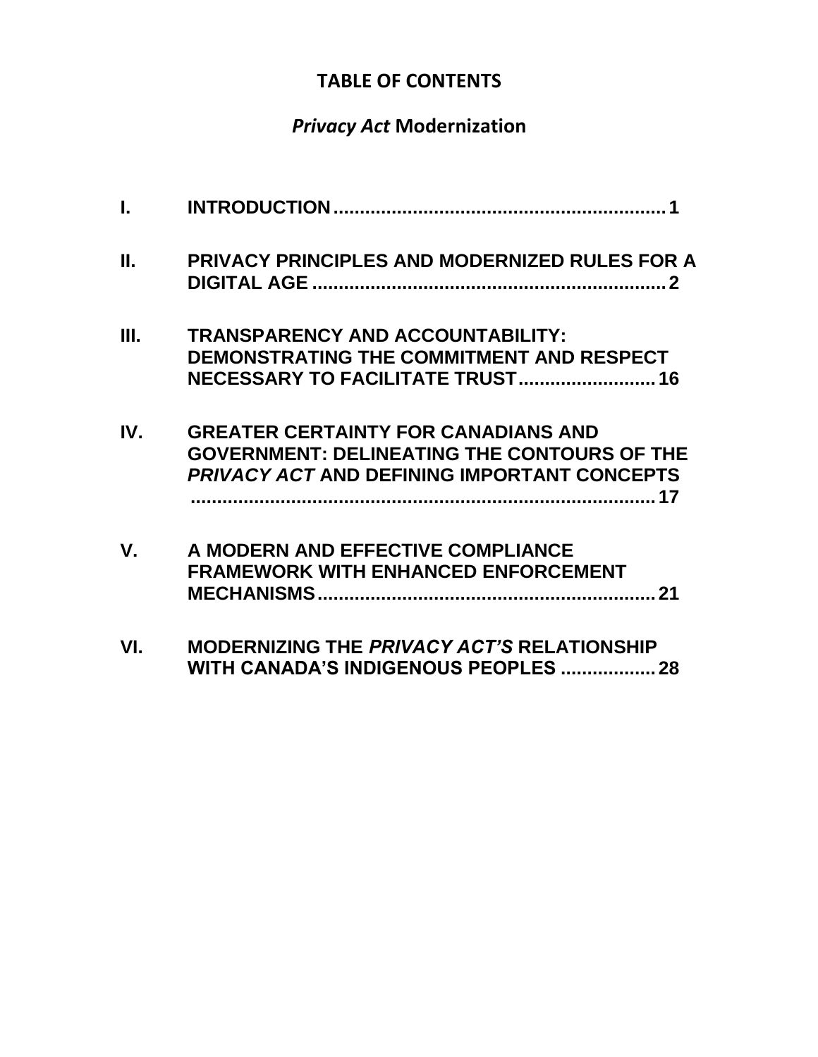# TABLE OF CONTENTS

## *Privacy Act* Modernization

**I. INTRODUCTION ........................................................ 1**

**II. PRIVACY PRINCIPLES AND MODERNIZED RULES FOR A DIGITAL AGE ........................................................ 2**

**III. TRANSPARENCY AND ACCOUNTABILITY: DEMONSTRATING THE COMMITMENT AND RESPECT NECESSARY TO FACILITATE TRUST .......................... 16**

**IV. GREATER CERTAINTY FOR CANADIANS AND GOVERNMENT: DELINEATING THE CONTOURS OF THE *PRIVACY ACT* AND DEFINING IMPORTANT CONCEPTS ........................................................ 17**

**V. A MODERN AND EFFECTIVE COMPLIANCE FRAMEWORK WITH ENHANCED ENFORCEMENT MECHANISMS ........................................................ 21**

**VI. MODERNIZING THE *PRIVACY ACT'S* RELATIONSHIP WITH CANADA'S INDIGENOUS PEOPLES .................. 28**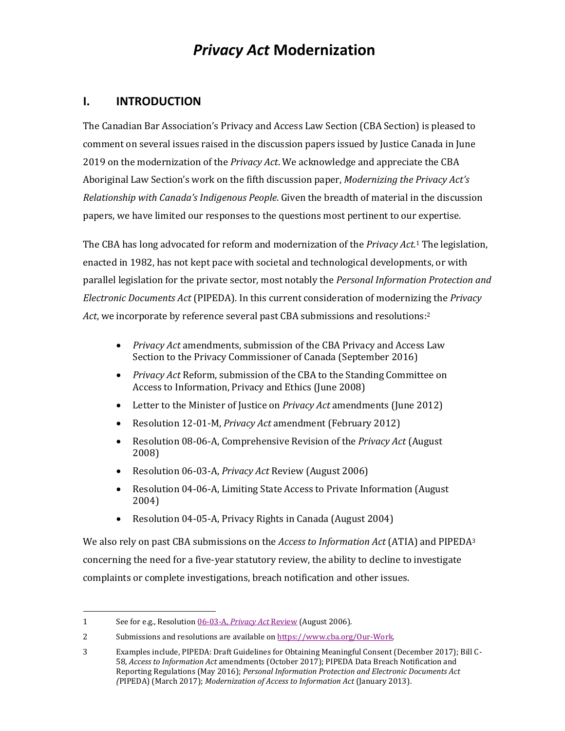# *Privacy Act* Modernization

## I. INTRODUCTION

The Canadian Bar Association's Privacy and Access Law Section (CBA Section) is pleased to comment on several issues raised in the discussion papers issued by Justice Canada in June 2019 on the modernization of the *Privacy Act*. We acknowledge and appreciate the CBA Aboriginal Law Section's work on the fifth discussion paper, *Modernizing the Privacy Act's Relationship with Canada's Indigenous People*. Given the breadth of material in the discussion papers, we have limited our responses to the questions most pertinent to our expertise.

The CBA has long advocated for reform and modernization of the *Privacy Act.*[1] The legislation, enacted in 1982, has not kept pace with societal and technological developments, or with parallel legislation for the private sector, most notably the *Personal Information Protection and Electronic Documents Act* (PIPEDA). In this current consideration of modernizing the *Privacy Act*, we incorporate by reference several past CBA submissions and resolutions:[2]

- *Privacy Act* amendments, submission of the CBA Privacy and Access Law Section to the Privacy Commissioner of Canada (September 2016)
- *Privacy Act* Reform, submission of the CBA to the Standing Committee on Access to Information, Privacy and Ethics (June 2008)
- Letter to the Minister of Justice on *Privacy Act* amendments (June 2012)
- Resolution 12-01-M, *Privacy Act* amendment (February 2012)
- Resolution 08-06-A, Comprehensive Revision of the *Privacy Act* (August 2008)
- Resolution 06-03-A, *Privacy Act* Review (August 2006)
- Resolution 04-06-A, Limiting State Access to Private Information (August 2004)
- Resolution 04-05-A, Privacy Rights in Canada (August 2004)

We also rely on past CBA submissions on the *Access to Information Act* (ATIA) and PIPEDA[3] concerning the need for a five-year statutory review, the ability to decline to investigate complaints or complete investigations, breach notification and other issues.

---

1 See for e.g., Resolution [06-03-A, *Privacy Act* Review](#) (August 2006).

2 Submissions and resolutions are available on [https://www.cba.org/Our-Work](https://www.cba.org/Our-Work).

3 Examples include, PIPEDA: Draft Guidelines for Obtaining Meaningful Consent (December 2017); Bill C-58, *Access to Information Act* amendments (October 2017); PIPEDA Data Breach Notification and Reporting Regulations (May 2016); *Personal Information Protection and Electronic Documents Act (*PIPEDA) (March 2017); *Modernization of Access to Information Act* (January 2013).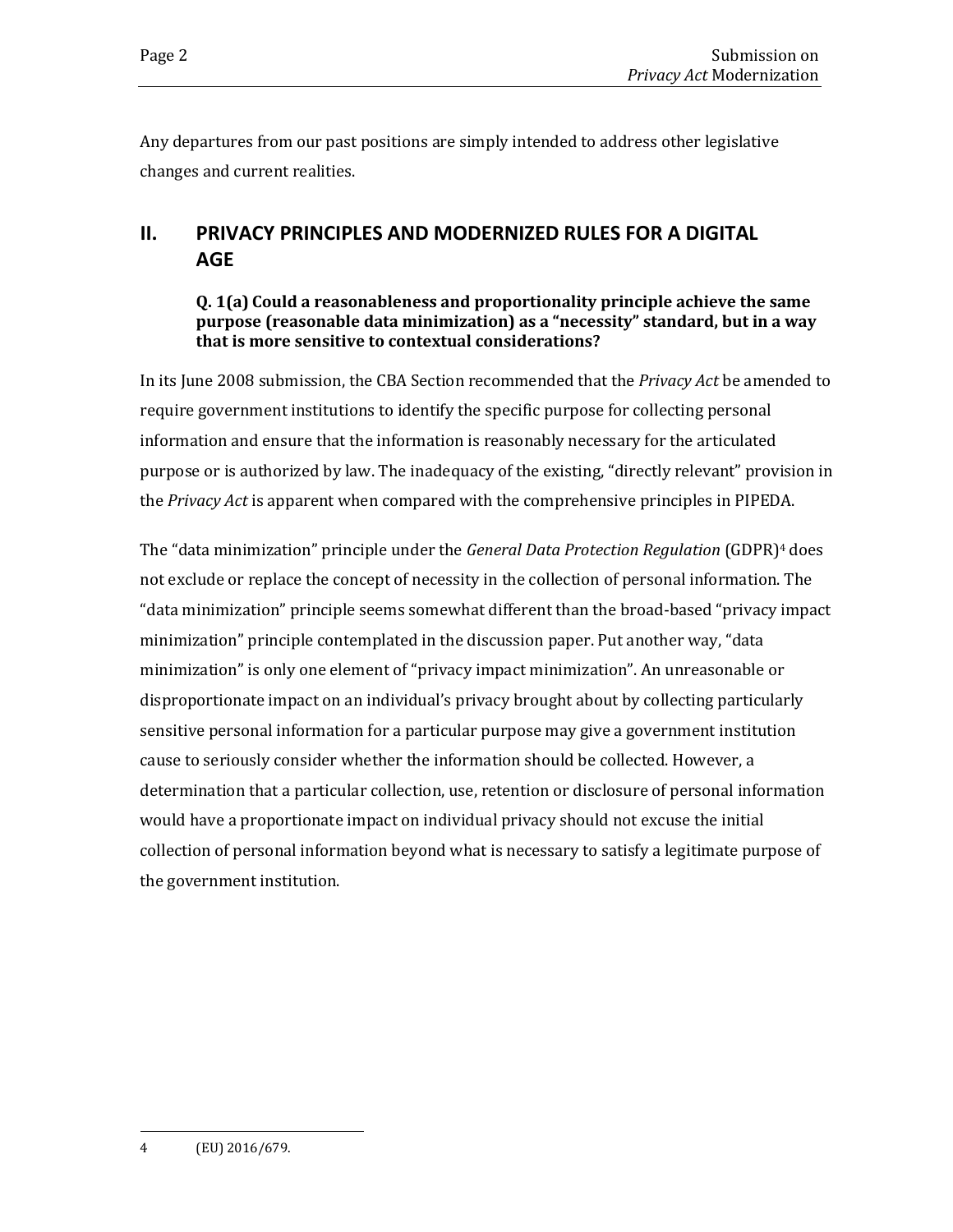Any departures from our past positions are simply intended to address other legislative changes and current realities.

## II. PRIVACY PRINCIPLES AND MODERNIZED RULES FOR A DIGITAL AGE

**Q. 1(a) Could a reasonableness and proportionality principle achieve the same purpose (reasonable data minimization) as a "necessity" standard, but in a way that is more sensitive to contextual considerations?**

In its June 2008 submission, the CBA Section recommended that the *Privacy Act* be amended to require government institutions to identify the specific purpose for collecting personal information and ensure that the information is reasonably necessary for the articulated purpose or is authorized by law. The inadequacy of the existing, "directly relevant" provision in the *Privacy Act* is apparent when compared with the comprehensive principles in PIPEDA.

The "data minimization" principle under the *General Data Protection Regulation* (GDPR)[4] does not exclude or replace the concept of necessity in the collection of personal information. The "data minimization" principle seems somewhat different than the broad-based "privacy impact minimization" principle contemplated in the discussion paper. Put another way, "data minimization" is only one element of "privacy impact minimization". An unreasonable or disproportionate impact on an individual's privacy brought about by collecting particularly sensitive personal information for a particular purpose may give a government institution cause to seriously consider whether the information should be collected. However, a determination that a particular collection, use, retention or disclosure of personal information would have a proportionate impact on individual privacy should not excuse the initial collection of personal information beyond what is necessary to satisfy a legitimate purpose of the government institution.

---

4 (EU) 2016/679.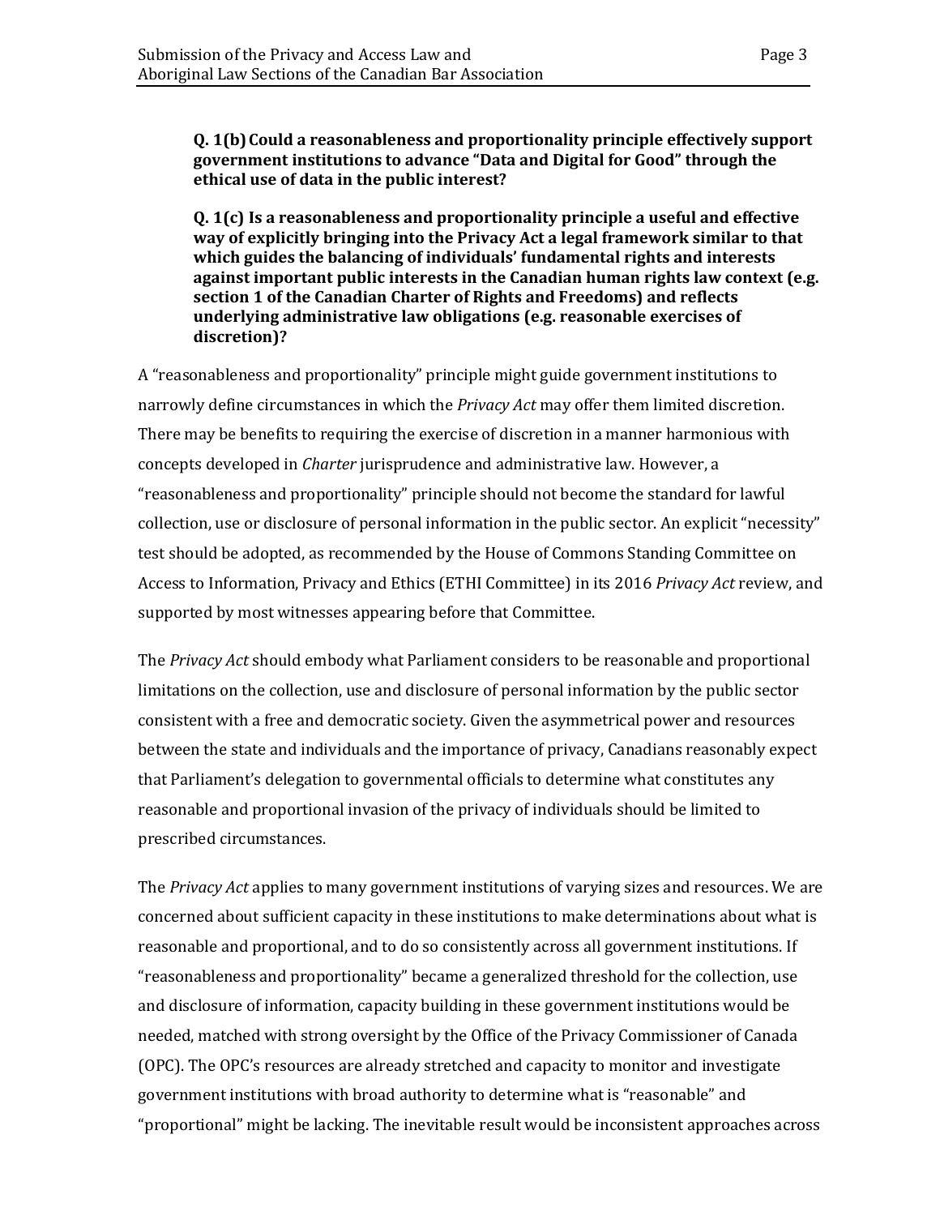**Q. 1(b) Could a reasonableness and proportionality principle effectively support government institutions to advance "Data and Digital for Good" through the ethical use of data in the public interest?**

**Q. 1(c) Is a reasonableness and proportionality principle a useful and effective way of explicitly bringing into the Privacy Act a legal framework similar to that which guides the balancing of individuals' fundamental rights and interests against important public interests in the Canadian human rights law context (e.g. section 1 of the Canadian Charter of Rights and Freedoms) and reflects underlying administrative law obligations (e.g. reasonable exercises of discretion)?**

A "reasonableness and proportionality" principle might guide government institutions to narrowly define circumstances in which the *Privacy Act* may offer them limited discretion. There may be benefits to requiring the exercise of discretion in a manner harmonious with concepts developed in *Charter* jurisprudence and administrative law. However, a "reasonableness and proportionality" principle should not become the standard for lawful collection, use or disclosure of personal information in the public sector. An explicit "necessity" test should be adopted, as recommended by the House of Commons Standing Committee on Access to Information, Privacy and Ethics (ETHI Committee) in its 2016 *Privacy Act* review, and supported by most witnesses appearing before that Committee.

The *Privacy Act* should embody what Parliament considers to be reasonable and proportional limitations on the collection, use and disclosure of personal information by the public sector consistent with a free and democratic society. Given the asymmetrical power and resources between the state and individuals and the importance of privacy, Canadians reasonably expect that Parliament's delegation to governmental officials to determine what constitutes any reasonable and proportional invasion of the privacy of individuals should be limited to prescribed circumstances.

The *Privacy Act* applies to many government institutions of varying sizes and resources. We are concerned about sufficient capacity in these institutions to make determinations about what is reasonable and proportional, and to do so consistently across all government institutions. If "reasonableness and proportionality" became a generalized threshold for the collection, use and disclosure of information, capacity building in these government institutions would be needed, matched with strong oversight by the Office of the Privacy Commissioner of Canada (OPC). The OPC's resources are already stretched and capacity to monitor and investigate government institutions with broad authority to determine what is "reasonable" and "proportional" might be lacking. The inevitable result would be inconsistent approaches across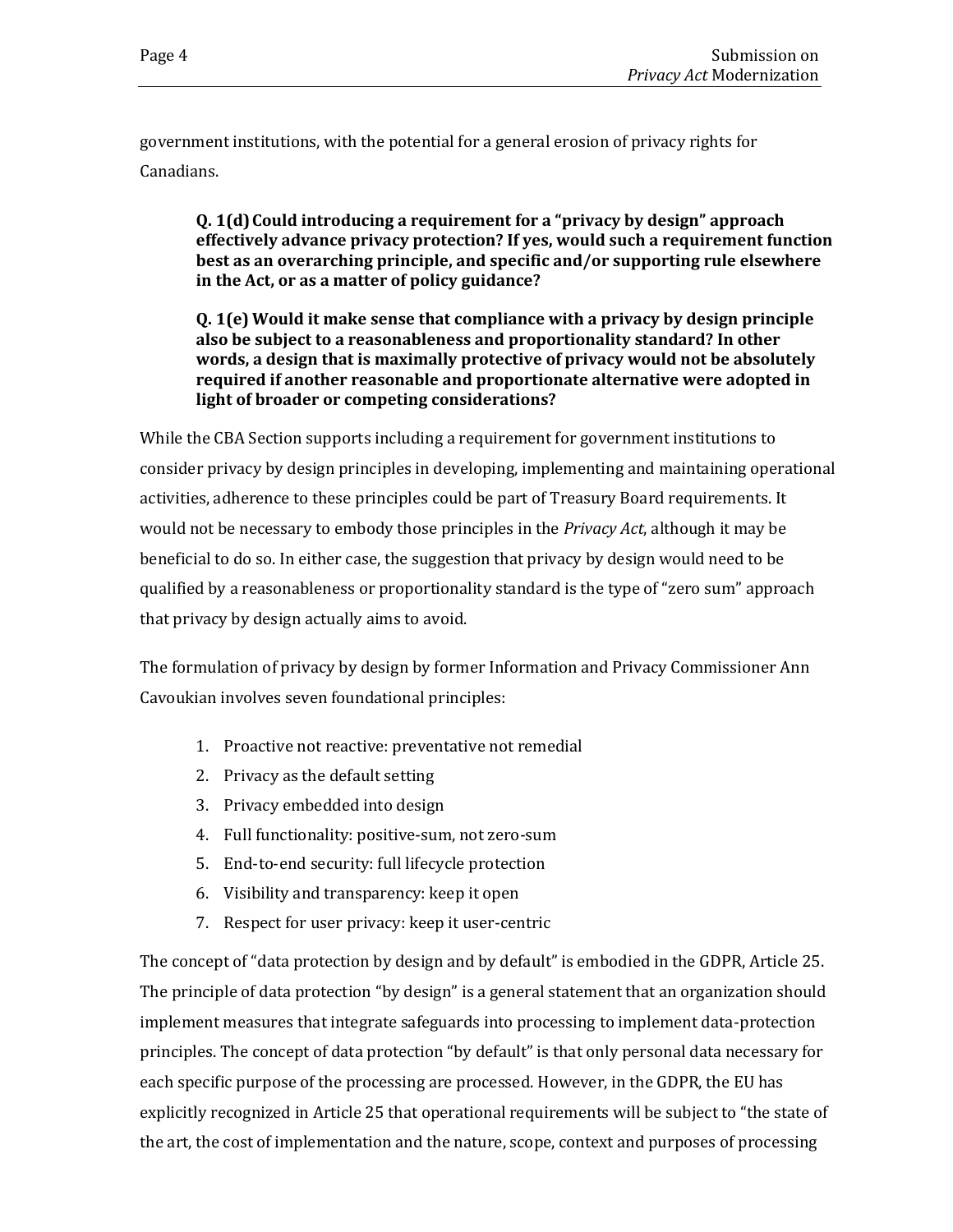government institutions, with the potential for a general erosion of privacy rights for Canadians.

> **Q. 1(d) Could introducing a requirement for a "privacy by design" approach effectively advance privacy protection? If yes, would such a requirement function best as an overarching principle, and specific and/or supporting rule elsewhere in the Act, or as a matter of policy guidance?**
>
> **Q. 1(e) Would it make sense that compliance with a privacy by design principle also be subject to a reasonableness and proportionality standard? In other words, a design that is maximally protective of privacy would not be absolutely required if another reasonable and proportionate alternative were adopted in light of broader or competing considerations?**

While the CBA Section supports including a requirement for government institutions to consider privacy by design principles in developing, implementing and maintaining operational activities, adherence to these principles could be part of Treasury Board requirements. It would not be necessary to embody those principles in the *Privacy Act*, although it may be beneficial to do so. In either case, the suggestion that privacy by design would need to be qualified by a reasonableness or proportionality standard is the type of "zero sum" approach that privacy by design actually aims to avoid.

The formulation of privacy by design by former Information and Privacy Commissioner Ann Cavoukian involves seven foundational principles:

1. Proactive not reactive: preventative not remedial
2. Privacy as the default setting
3. Privacy embedded into design
4. Full functionality: positive-sum, not zero-sum
5. End-to-end security: full lifecycle protection
6. Visibility and transparency: keep it open
7. Respect for user privacy: keep it user-centric

The concept of "data protection by design and by default" is embodied in the GDPR, Article 25. The principle of data protection "by design" is a general statement that an organization should implement measures that integrate safeguards into processing to implement data-protection principles. The concept of data protection "by default" is that only personal data necessary for each specific purpose of the processing are processed. However, in the GDPR, the EU has explicitly recognized in Article 25 that operational requirements will be subject to "the state of the art, the cost of implementation and the nature, scope, context and purposes of processing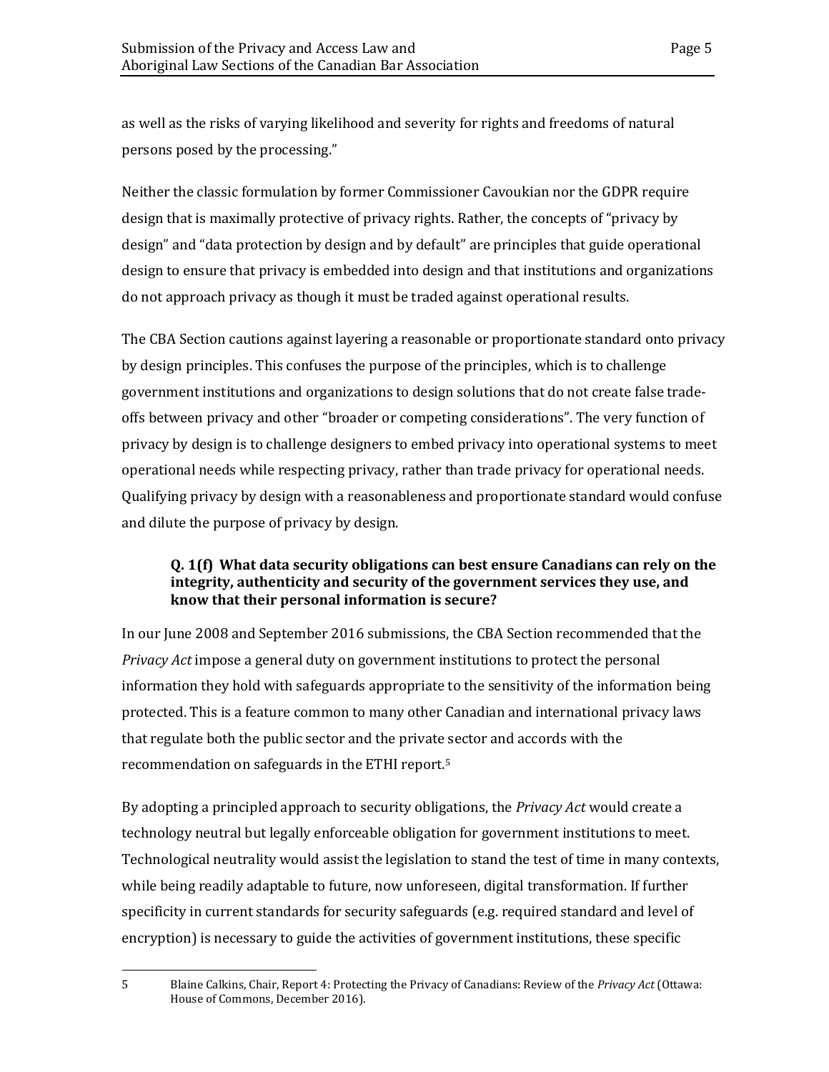as well as the risks of varying likelihood and severity for rights and freedoms of natural persons posed by the processing."

Neither the classic formulation by former Commissioner Cavoukian nor the GDPR require design that is maximally protective of privacy rights. Rather, the concepts of "privacy by design" and "data protection by design and by default" are principles that guide operational design to ensure that privacy is embedded into design and that institutions and organizations do not approach privacy as though it must be traded against operational results.

The CBA Section cautions against layering a reasonable or proportionate standard onto privacy by design principles. This confuses the purpose of the principles, which is to challenge government institutions and organizations to design solutions that do not create false trade-offs between privacy and other "broader or competing considerations". The very function of privacy by design is to challenge designers to embed privacy into operational systems to meet operational needs while respecting privacy, rather than trade privacy for operational needs. Qualifying privacy by design with a reasonableness and proportionate standard would confuse and dilute the purpose of privacy by design.

> **Q. 1(f) What data security obligations can best ensure Canadians can rely on the integrity, authenticity and security of the government services they use, and know that their personal information is secure?**

In our June 2008 and September 2016 submissions, the CBA Section recommended that the *Privacy Act* impose a general duty on government institutions to protect the personal information they hold with safeguards appropriate to the sensitivity of the information being protected. This is a feature common to many other Canadian and international privacy laws that regulate both the public sector and the private sector and accords with the recommendation on safeguards in the ETHI report.[5]

By adopting a principled approach to security obligations, the *Privacy Act* would create a technology neutral but legally enforceable obligation for government institutions to meet. Technological neutrality would assist the legislation to stand the test of time in many contexts, while being readily adaptable to future, now unforeseen, digital transformation. If further specificity in current standards for security safeguards (e.g. required standard and level of encryption) is necessary to guide the activities of government institutions, these specific

---

5 Blaine Calkins, Chair, Report 4: Protecting the Privacy of Canadians: Review of the *Privacy Act* (Ottawa: House of Commons, December 2016).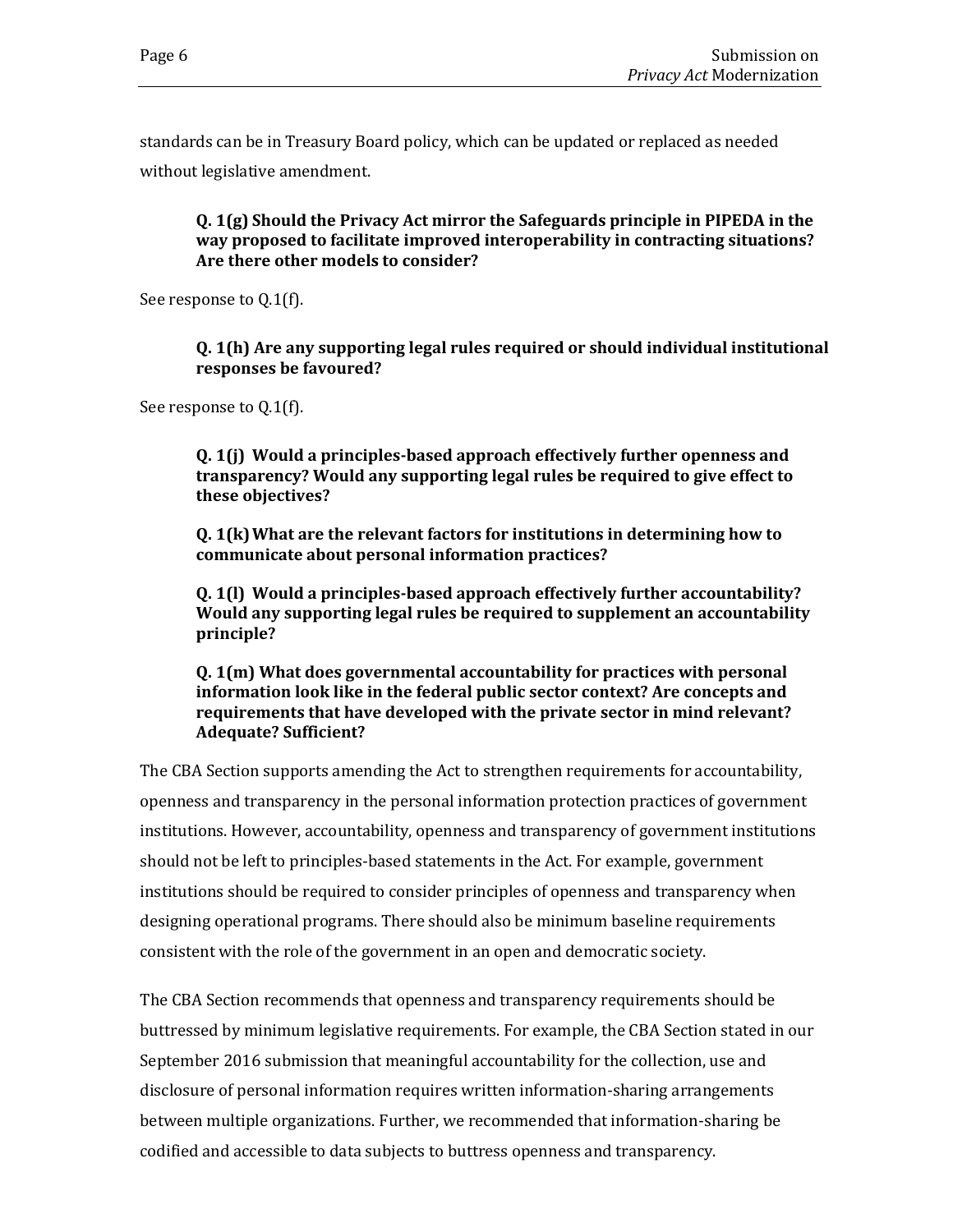standards can be in Treasury Board policy, which can be updated or replaced as needed without legislative amendment.

**Q. 1(g) Should the Privacy Act mirror the Safeguards principle in PIPEDA in the way proposed to facilitate improved interoperability in contracting situations? Are there other models to consider?**

See response to Q.1(f).

**Q. 1(h) Are any supporting legal rules required or should individual institutional responses be favoured?**

See response to Q.1(f).

**Q. 1(j) Would a principles-based approach effectively further openness and transparency? Would any supporting legal rules be required to give effect to these objectives?**

**Q. 1(k) What are the relevant factors for institutions in determining how to communicate about personal information practices?**

**Q. 1(l) Would a principles-based approach effectively further accountability? Would any supporting legal rules be required to supplement an accountability principle?**

**Q. 1(m) What does governmental accountability for practices with personal information look like in the federal public sector context? Are concepts and requirements that have developed with the private sector in mind relevant? Adequate? Sufficient?**

The CBA Section supports amending the Act to strengthen requirements for accountability, openness and transparency in the personal information protection practices of government institutions. However, accountability, openness and transparency of government institutions should not be left to principles-based statements in the Act. For example, government institutions should be required to consider principles of openness and transparency when designing operational programs. There should also be minimum baseline requirements consistent with the role of the government in an open and democratic society.

The CBA Section recommends that openness and transparency requirements should be buttressed by minimum legislative requirements. For example, the CBA Section stated in our September 2016 submission that meaningful accountability for the collection, use and disclosure of personal information requires written information-sharing arrangements between multiple organizations. Further, we recommended that information-sharing be codified and accessible to data subjects to buttress openness and transparency.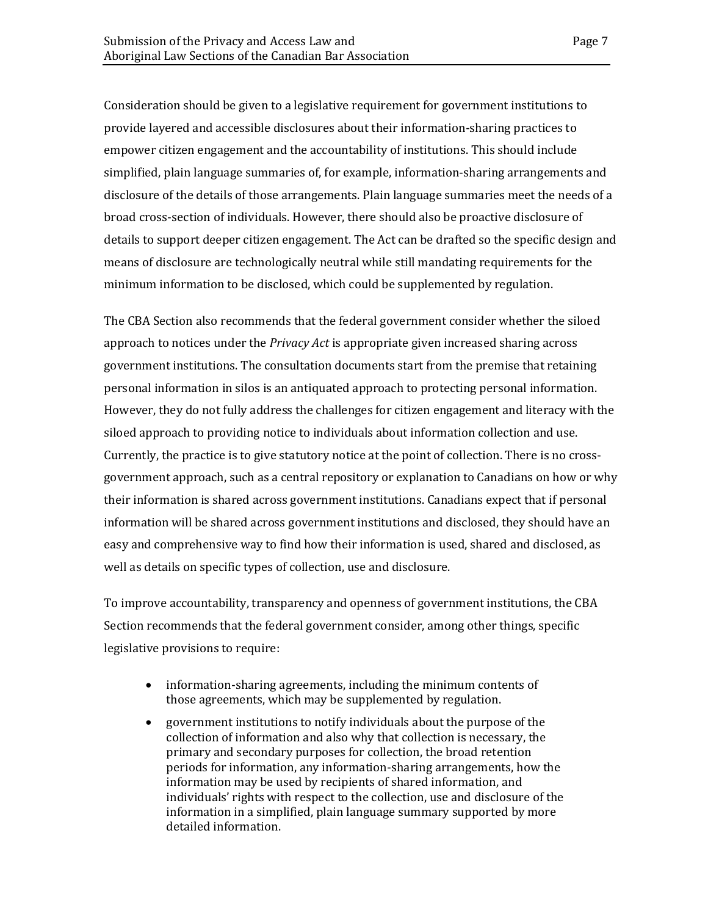Consideration should be given to a legislative requirement for government institutions to provide layered and accessible disclosures about their information-sharing practices to empower citizen engagement and the accountability of institutions. This should include simplified, plain language summaries of, for example, information-sharing arrangements and disclosure of the details of those arrangements. Plain language summaries meet the needs of a broad cross-section of individuals. However, there should also be proactive disclosure of details to support deeper citizen engagement. The Act can be drafted so the specific design and means of disclosure are technologically neutral while still mandating requirements for the minimum information to be disclosed, which could be supplemented by regulation.

The CBA Section also recommends that the federal government consider whether the siloed approach to notices under the *Privacy Act* is appropriate given increased sharing across government institutions. The consultation documents start from the premise that retaining personal information in silos is an antiquated approach to protecting personal information. However, they do not fully address the challenges for citizen engagement and literacy with the siloed approach to providing notice to individuals about information collection and use. Currently, the practice is to give statutory notice at the point of collection. There is no cross-government approach, such as a central repository or explanation to Canadians on how or why their information is shared across government institutions. Canadians expect that if personal information will be shared across government institutions and disclosed, they should have an easy and comprehensive way to find how their information is used, shared and disclosed, as well as details on specific types of collection, use and disclosure.

To improve accountability, transparency and openness of government institutions, the CBA Section recommends that the federal government consider, among other things, specific legislative provisions to require:

- information-sharing agreements, including the minimum contents of those agreements, which may be supplemented by regulation.
- government institutions to notify individuals about the purpose of the collection of information and also why that collection is necessary, the primary and secondary purposes for collection, the broad retention periods for information, any information-sharing arrangements, how the information may be used by recipients of shared information, and individuals' rights with respect to the collection, use and disclosure of the information in a simplified, plain language summary supported by more detailed information.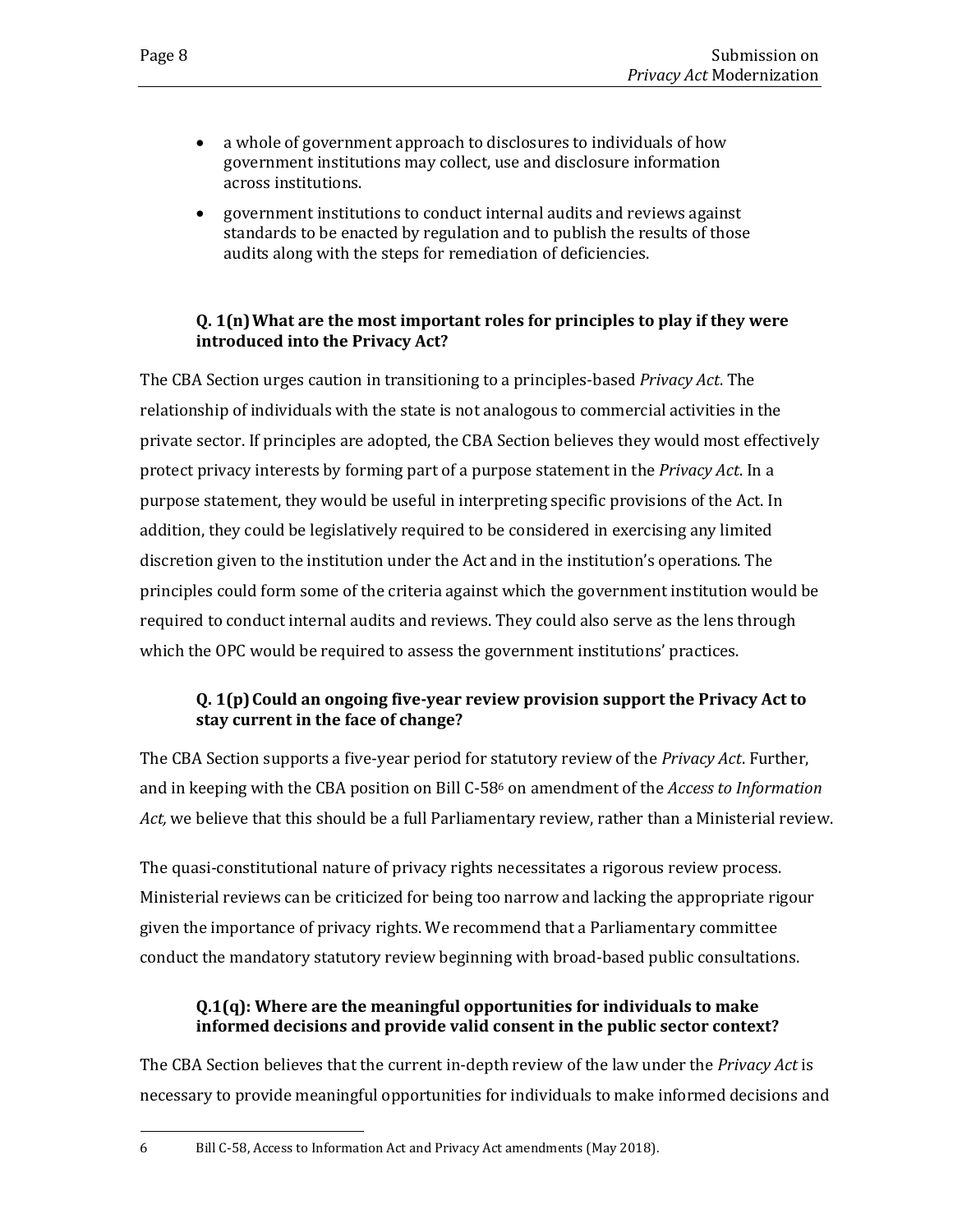- a whole of government approach to disclosures to individuals of how government institutions may collect, use and disclosure information across institutions.
- government institutions to conduct internal audits and reviews against standards to be enacted by regulation and to publish the results of those audits along with the steps for remediation of deficiencies.

### Q. 1(n) What are the most important roles for principles to play if they were introduced into the Privacy Act?

The CBA Section urges caution in transitioning to a principles-based *Privacy Act*. The relationship of individuals with the state is not analogous to commercial activities in the private sector. If principles are adopted, the CBA Section believes they would most effectively protect privacy interests by forming part of a purpose statement in the *Privacy Act*. In a purpose statement, they would be useful in interpreting specific provisions of the Act. In addition, they could be legislatively required to be considered in exercising any limited discretion given to the institution under the Act and in the institution's operations. The principles could form some of the criteria against which the government institution would be required to conduct internal audits and reviews. They could also serve as the lens through which the OPC would be required to assess the government institutions' practices.

### Q. 1(p) Could an ongoing five-year review provision support the Privacy Act to stay current in the face of change?

The CBA Section supports a five-year period for statutory review of the *Privacy Act*. Further, and in keeping with the CBA position on Bill C-58[6] on amendment of the *Access to Information Act,* we believe that this should be a full Parliamentary review, rather than a Ministerial review.

The quasi-constitutional nature of privacy rights necessitates a rigorous review process. Ministerial reviews can be criticized for being too narrow and lacking the appropriate rigour given the importance of privacy rights. We recommend that a Parliamentary committee conduct the mandatory statutory review beginning with broad-based public consultations.

### Q.1(q): Where are the meaningful opportunities for individuals to make informed decisions and provide valid consent in the public sector context?

The CBA Section believes that the current in-depth review of the law under the *Privacy Act* is necessary to provide meaningful opportunities for individuals to make informed decisions and

---

6 Bill C-58, Access to Information Act and Privacy Act amendments (May 2018).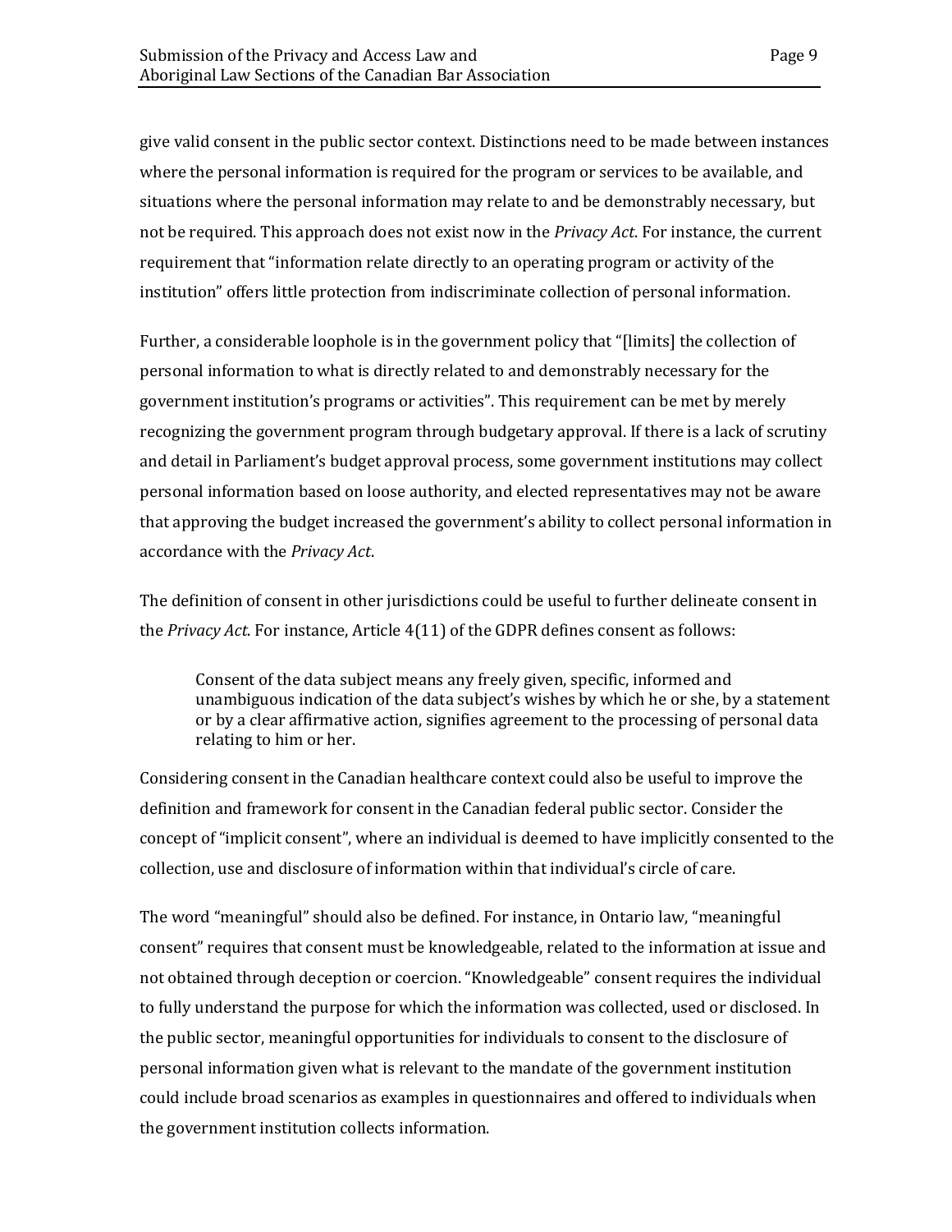give valid consent in the public sector context. Distinctions need to be made between instances where the personal information is required for the program or services to be available, and situations where the personal information may relate to and be demonstrably necessary, but not be required. This approach does not exist now in the *Privacy Act*. For instance, the current requirement that "information relate directly to an operating program or activity of the institution" offers little protection from indiscriminate collection of personal information.

Further, a considerable loophole is in the government policy that "[limits] the collection of personal information to what is directly related to and demonstrably necessary for the government institution's programs or activities". This requirement can be met by merely recognizing the government program through budgetary approval. If there is a lack of scrutiny and detail in Parliament's budget approval process, some government institutions may collect personal information based on loose authority, and elected representatives may not be aware that approving the budget increased the government's ability to collect personal information in accordance with the *Privacy Act*.

The definition of consent in other jurisdictions could be useful to further delineate consent in the *Privacy Act*. For instance, Article 4(11) of the GDPR defines consent as follows:

> Consent of the data subject means any freely given, specific, informed and unambiguous indication of the data subject's wishes by which he or she, by a statement or by a clear affirmative action, signifies agreement to the processing of personal data relating to him or her.

Considering consent in the Canadian healthcare context could also be useful to improve the definition and framework for consent in the Canadian federal public sector. Consider the concept of "implicit consent", where an individual is deemed to have implicitly consented to the collection, use and disclosure of information within that individual's circle of care.

The word "meaningful" should also be defined. For instance, in Ontario law, "meaningful consent" requires that consent must be knowledgeable, related to the information at issue and not obtained through deception or coercion. "Knowledgeable" consent requires the individual to fully understand the purpose for which the information was collected, used or disclosed. In the public sector, meaningful opportunities for individuals to consent to the disclosure of personal information given what is relevant to the mandate of the government institution could include broad scenarios as examples in questionnaires and offered to individuals when the government institution collects information.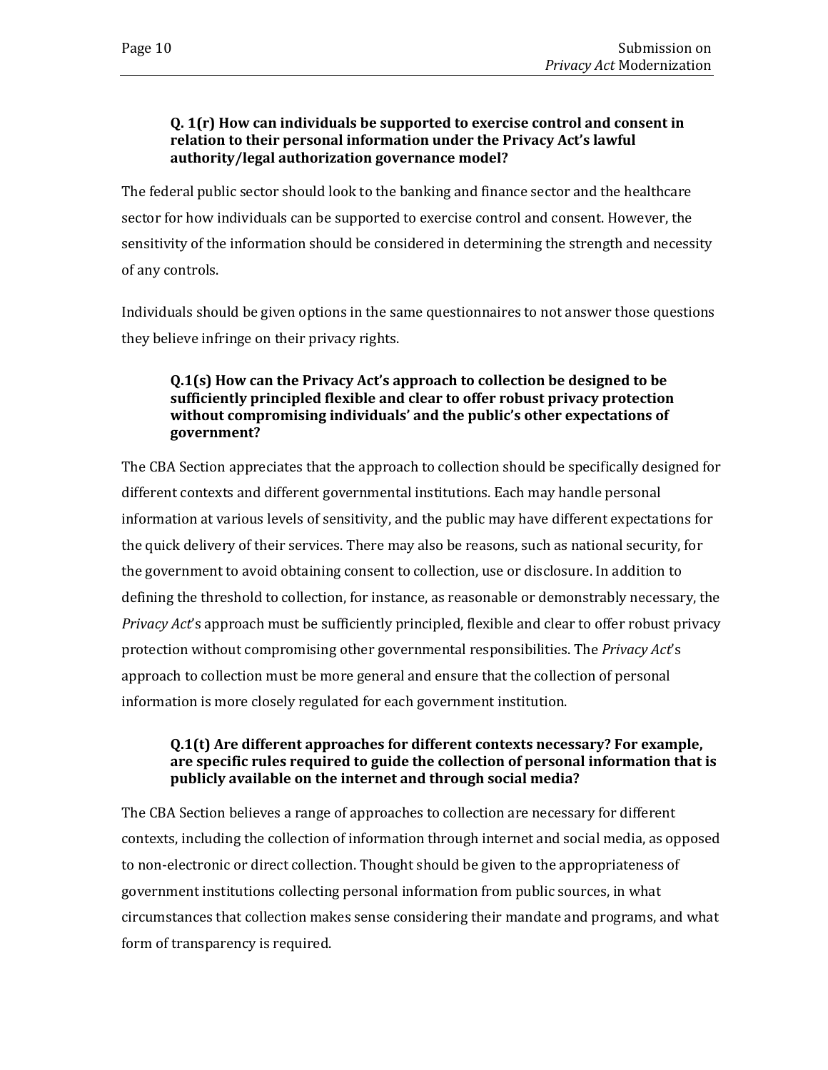**Q. 1(r) How can individuals be supported to exercise control and consent in relation to their personal information under the Privacy Act's lawful authority/legal authorization governance model?**

The federal public sector should look to the banking and finance sector and the healthcare sector for how individuals can be supported to exercise control and consent. However, the sensitivity of the information should be considered in determining the strength and necessity of any controls.

Individuals should be given options in the same questionnaires to not answer those questions they believe infringe on their privacy rights.

**Q.1(s) How can the Privacy Act's approach to collection be designed to be sufficiently principled flexible and clear to offer robust privacy protection without compromising individuals' and the public's other expectations of government?**

The CBA Section appreciates that the approach to collection should be specifically designed for different contexts and different governmental institutions. Each may handle personal information at various levels of sensitivity, and the public may have different expectations for the quick delivery of their services. There may also be reasons, such as national security, for the government to avoid obtaining consent to collection, use or disclosure. In addition to defining the threshold to collection, for instance, as reasonable or demonstrably necessary, the *Privacy Act*'s approach must be sufficiently principled, flexible and clear to offer robust privacy protection without compromising other governmental responsibilities. The *Privacy Act*'s approach to collection must be more general and ensure that the collection of personal information is more closely regulated for each government institution.

**Q.1(t) Are different approaches for different contexts necessary? For example, are specific rules required to guide the collection of personal information that is publicly available on the internet and through social media?**

The CBA Section believes a range of approaches to collection are necessary for different contexts, including the collection of information through internet and social media, as opposed to non-electronic or direct collection. Thought should be given to the appropriateness of government institutions collecting personal information from public sources, in what circumstances that collection makes sense considering their mandate and programs, and what form of transparency is required.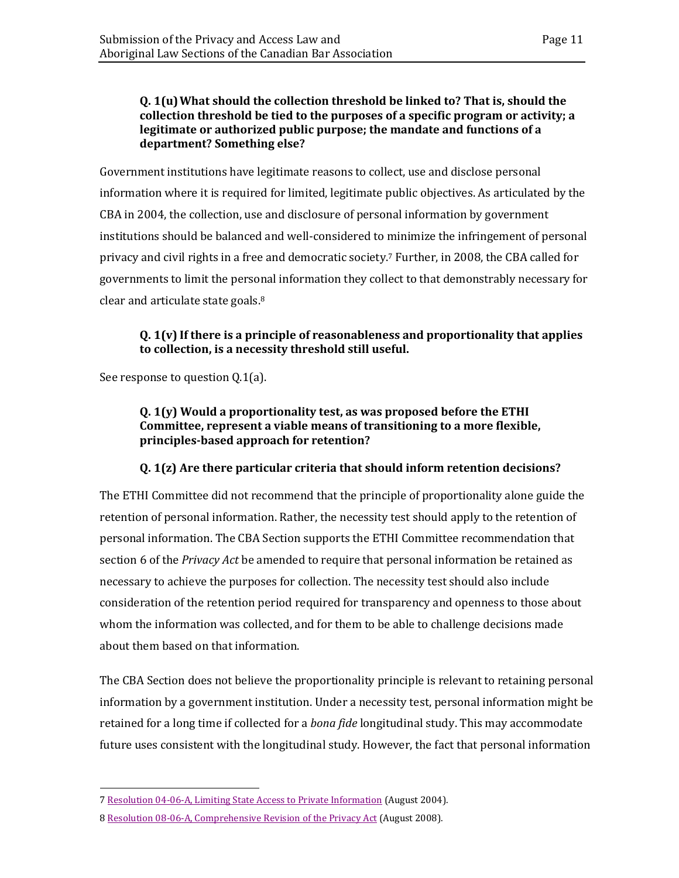**Q. 1(u) What should the collection threshold be linked to? That is, should the collection threshold be tied to the purposes of a specific program or activity; a legitimate or authorized public purpose; the mandate and functions of a department? Something else?**

Government institutions have legitimate reasons to collect, use and disclose personal information where it is required for limited, legitimate public objectives. As articulated by the CBA in 2004, the collection, use and disclosure of personal information by government institutions should be balanced and well-considered to minimize the infringement of personal privacy and civil rights in a free and democratic society.[7] Further, in 2008, the CBA called for governments to limit the personal information they collect to that demonstrably necessary for clear and articulate state goals.[8]

**Q. 1(v) If there is a principle of reasonableness and proportionality that applies to collection, is a necessity threshold still useful.**

See response to question Q.1(a).

**Q. 1(y) Would a proportionality test, as was proposed before the ETHI Committee, represent a viable means of transitioning to a more flexible, principles-based approach for retention?**

**Q. 1(z) Are there particular criteria that should inform retention decisions?**

The ETHI Committee did not recommend that the principle of proportionality alone guide the retention of personal information. Rather, the necessity test should apply to the retention of personal information. The CBA Section supports the ETHI Committee recommendation that section 6 of the *Privacy Act* be amended to require that personal information be retained as necessary to achieve the purposes for collection. The necessity test should also include consideration of the retention period required for transparency and openness to those about whom the information was collected, and for them to be able to challenge decisions made about them based on that information.

The CBA Section does not believe the proportionality principle is relevant to retaining personal information by a government institution. Under a necessity test, personal information might be retained for a long time if collected for a *bona fide* longitudinal study. This may accommodate future uses consistent with the longitudinal study. However, the fact that personal information

---

7 Resolution 04-06-A, Limiting State Access to Private Information (August 2004).

8 Resolution 08-06-A, Comprehensive Revision of the Privacy Act (August 2008).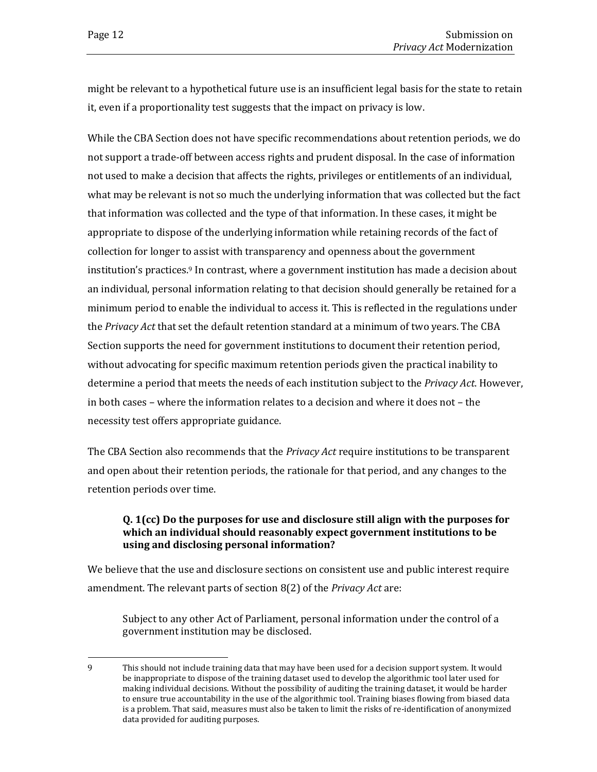might be relevant to a hypothetical future use is an insufficient legal basis for the state to retain it, even if a proportionality test suggests that the impact on privacy is low.

While the CBA Section does not have specific recommendations about retention periods, we do not support a trade-off between access rights and prudent disposal. In the case of information not used to make a decision that affects the rights, privileges or entitlements of an individual, what may be relevant is not so much the underlying information that was collected but the fact that information was collected and the type of that information. In these cases, it might be appropriate to dispose of the underlying information while retaining records of the fact of collection for longer to assist with transparency and openness about the government institution's practices.[9] In contrast, where a government institution has made a decision about an individual, personal information relating to that decision should generally be retained for a minimum period to enable the individual to access it. This is reflected in the regulations under the *Privacy Act* that set the default retention standard at a minimum of two years. The CBA Section supports the need for government institutions to document their retention period, without advocating for specific maximum retention periods given the practical inability to determine a period that meets the needs of each institution subject to the *Privacy Act*. However, in both cases – where the information relates to a decision and where it does not – the necessity test offers appropriate guidance.

The CBA Section also recommends that the *Privacy Act* require institutions to be transparent and open about their retention periods, the rationale for that period, and any changes to the retention periods over time.

> **Q. 1(cc) Do the purposes for use and disclosure still align with the purposes for which an individual should reasonably expect government institutions to be using and disclosing personal information?**

We believe that the use and disclosure sections on consistent use and public interest require amendment. The relevant parts of section 8(2) of the *Privacy Act* are:

> Subject to any other Act of Parliament, personal information under the control of a government institution may be disclosed.

---

9 This should not include training data that may have been used for a decision support system. It would be inappropriate to dispose of the training dataset used to develop the algorithmic tool later used for making individual decisions. Without the possibility of auditing the training dataset, it would be harder to ensure true accountability in the use of the algorithmic tool. Training biases flowing from biased data is a problem. That said, measures must also be taken to limit the risks of re-identification of anonymized data provided for auditing purposes.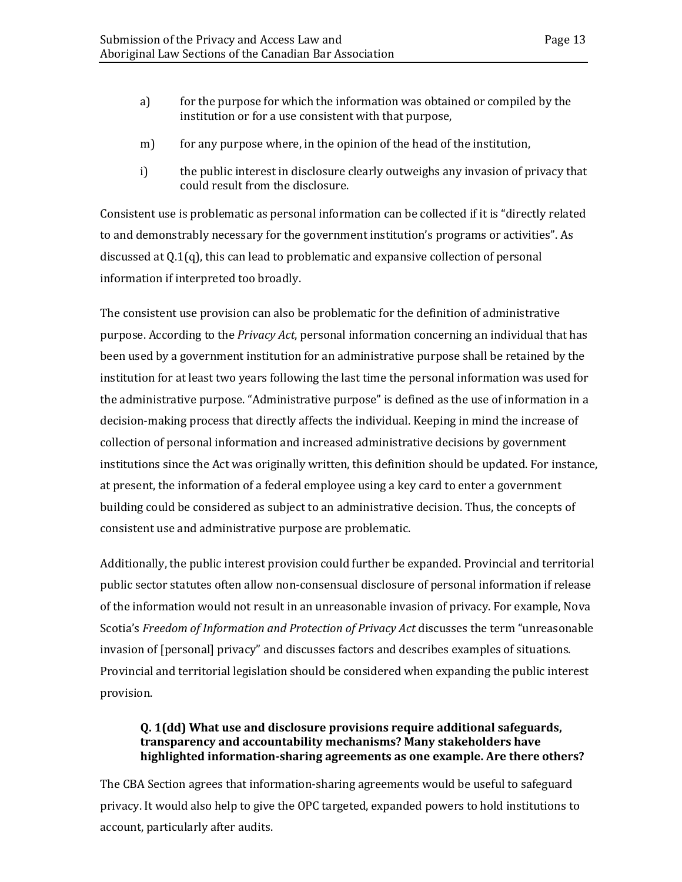a) for the purpose for which the information was obtained or compiled by the institution or for a use consistent with that purpose,

m) for any purpose where, in the opinion of the head of the institution,

i) the public interest in disclosure clearly outweighs any invasion of privacy that could result from the disclosure.

Consistent use is problematic as personal information can be collected if it is "directly related to and demonstrably necessary for the government institution's programs or activities". As discussed at Q.1(q), this can lead to problematic and expansive collection of personal information if interpreted too broadly.

The consistent use provision can also be problematic for the definition of administrative purpose. According to the *Privacy Act*, personal information concerning an individual that has been used by a government institution for an administrative purpose shall be retained by the institution for at least two years following the last time the personal information was used for the administrative purpose. "Administrative purpose" is defined as the use of information in a decision-making process that directly affects the individual. Keeping in mind the increase of collection of personal information and increased administrative decisions by government institutions since the Act was originally written, this definition should be updated. For instance, at present, the information of a federal employee using a key card to enter a government building could be considered as subject to an administrative decision. Thus, the concepts of consistent use and administrative purpose are problematic.

Additionally, the public interest provision could further be expanded. Provincial and territorial public sector statutes often allow non-consensual disclosure of personal information if release of the information would not result in an unreasonable invasion of privacy. For example, Nova Scotia's *Freedom of Information and Protection of Privacy Act* discusses the term "unreasonable invasion of [personal] privacy" and discusses factors and describes examples of situations. Provincial and territorial legislation should be considered when expanding the public interest provision.

**Q. 1(dd) What use and disclosure provisions require additional safeguards, transparency and accountability mechanisms? Many stakeholders have highlighted information-sharing agreements as one example. Are there others?**

The CBA Section agrees that information-sharing agreements would be useful to safeguard privacy. It would also help to give the OPC targeted, expanded powers to hold institutions to account, particularly after audits.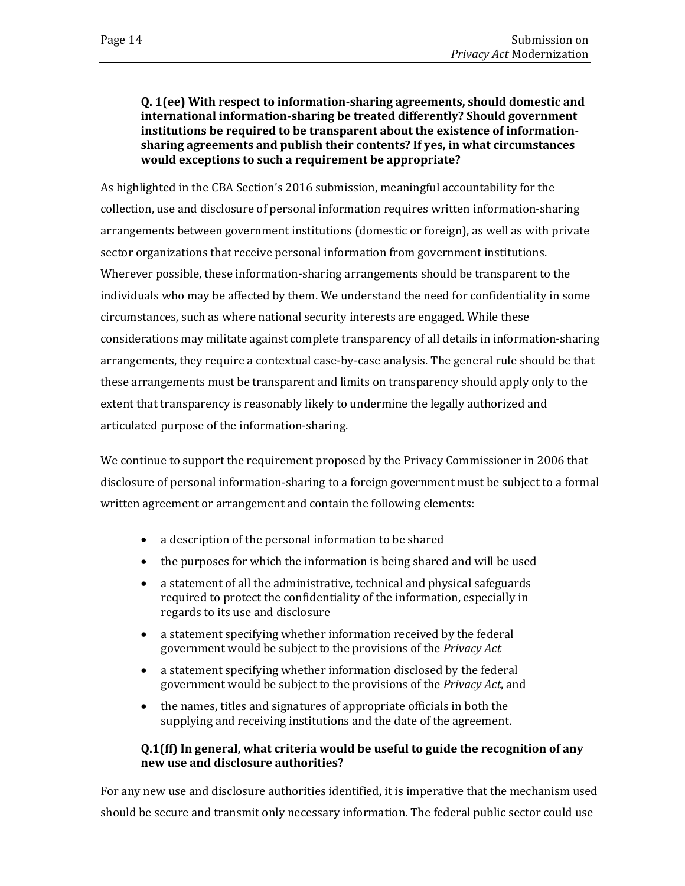**Q. 1(ee) With respect to information-sharing agreements, should domestic and international information-sharing be treated differently? Should government institutions be required to be transparent about the existence of information-sharing agreements and publish their contents? If yes, in what circumstances would exceptions to such a requirement be appropriate?**

As highlighted in the CBA Section's 2016 submission, meaningful accountability for the collection, use and disclosure of personal information requires written information-sharing arrangements between government institutions (domestic or foreign), as well as with private sector organizations that receive personal information from government institutions. Wherever possible, these information-sharing arrangements should be transparent to the individuals who may be affected by them. We understand the need for confidentiality in some circumstances, such as where national security interests are engaged. While these considerations may militate against complete transparency of all details in information-sharing arrangements, they require a contextual case-by-case analysis. The general rule should be that these arrangements must be transparent and limits on transparency should apply only to the extent that transparency is reasonably likely to undermine the legally authorized and articulated purpose of the information-sharing.

We continue to support the requirement proposed by the Privacy Commissioner in 2006 that disclosure of personal information-sharing to a foreign government must be subject to a formal written agreement or arrangement and contain the following elements:

- a description of the personal information to be shared
- the purposes for which the information is being shared and will be used
- a statement of all the administrative, technical and physical safeguards required to protect the confidentiality of the information, especially in regards to its use and disclosure
- a statement specifying whether information received by the federal government would be subject to the provisions of the *Privacy Act*
- a statement specifying whether information disclosed by the federal government would be subject to the provisions of the *Privacy Act*, and
- the names, titles and signatures of appropriate officials in both the supplying and receiving institutions and the date of the agreement.

**Q.1(ff) In general, what criteria would be useful to guide the recognition of any new use and disclosure authorities?**

For any new use and disclosure authorities identified, it is imperative that the mechanism used should be secure and transmit only necessary information. The federal public sector could use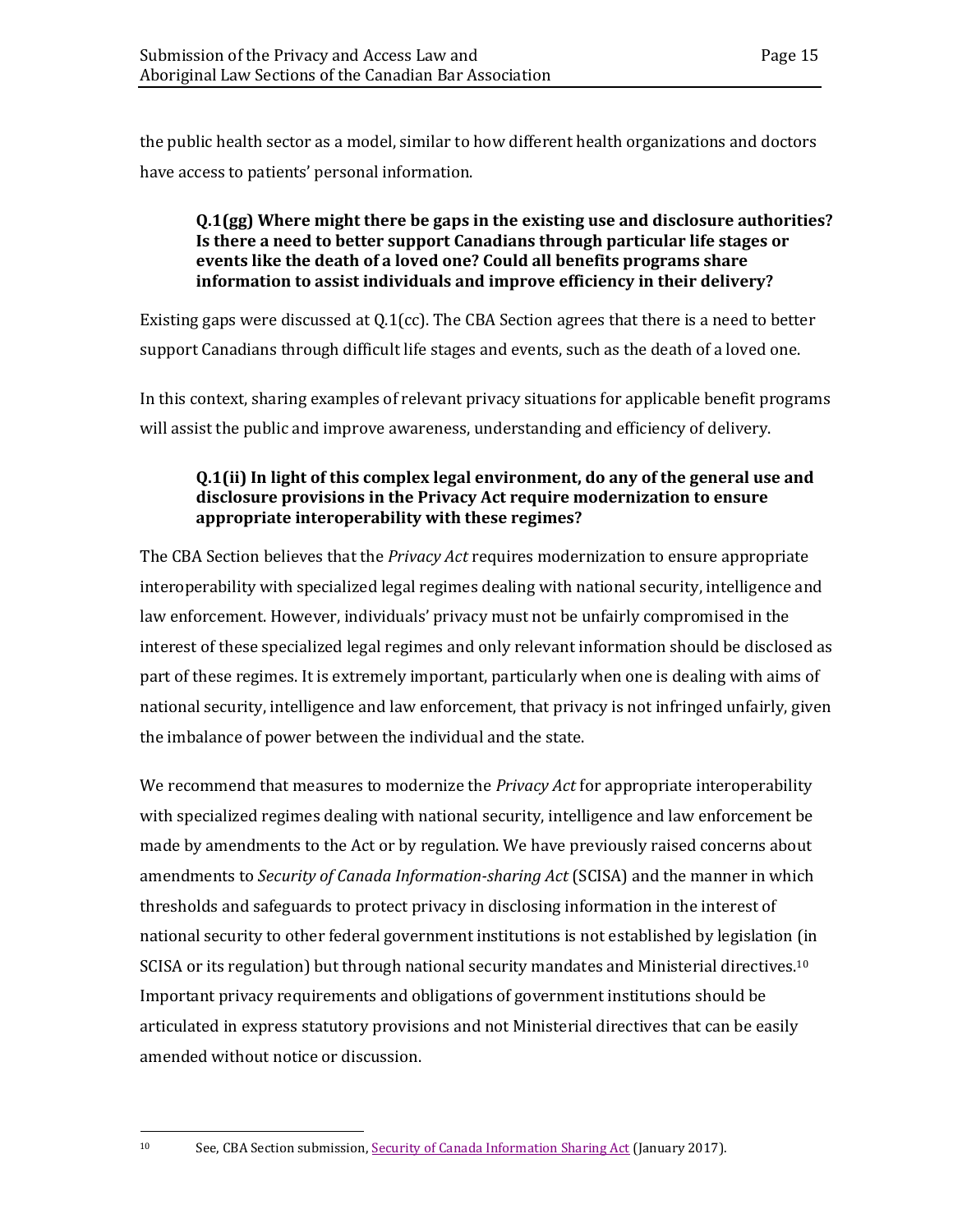the public health sector as a model, similar to how different health organizations and doctors have access to patients' personal information.

**Q.1(gg) Where might there be gaps in the existing use and disclosure authorities? Is there a need to better support Canadians through particular life stages or events like the death of a loved one? Could all benefits programs share information to assist individuals and improve efficiency in their delivery?**

Existing gaps were discussed at Q.1(cc). The CBA Section agrees that there is a need to better support Canadians through difficult life stages and events, such as the death of a loved one.

In this context, sharing examples of relevant privacy situations for applicable benefit programs will assist the public and improve awareness, understanding and efficiency of delivery.

**Q.1(ii) In light of this complex legal environment, do any of the general use and disclosure provisions in the Privacy Act require modernization to ensure appropriate interoperability with these regimes?**

The CBA Section believes that the *Privacy Act* requires modernization to ensure appropriate interoperability with specialized legal regimes dealing with national security, intelligence and law enforcement. However, individuals' privacy must not be unfairly compromised in the interest of these specialized legal regimes and only relevant information should be disclosed as part of these regimes. It is extremely important, particularly when one is dealing with aims of national security, intelligence and law enforcement, that privacy is not infringed unfairly, given the imbalance of power between the individual and the state.

We recommend that measures to modernize the *Privacy Act* for appropriate interoperability with specialized regimes dealing with national security, intelligence and law enforcement be made by amendments to the Act or by regulation. We have previously raised concerns about amendments to *Security of Canada Information-sharing Act* (SCISA) and the manner in which thresholds and safeguards to protect privacy in disclosing information in the interest of national security to other federal government institutions is not established by legislation (in SCISA or its regulation) but through national security mandates and Ministerial directives.[10] Important privacy requirements and obligations of government institutions should be articulated in express statutory provisions and not Ministerial directives that can be easily amended without notice or discussion.

[10] See, CBA Section submission, Security of Canada Information Sharing Act (January 2017).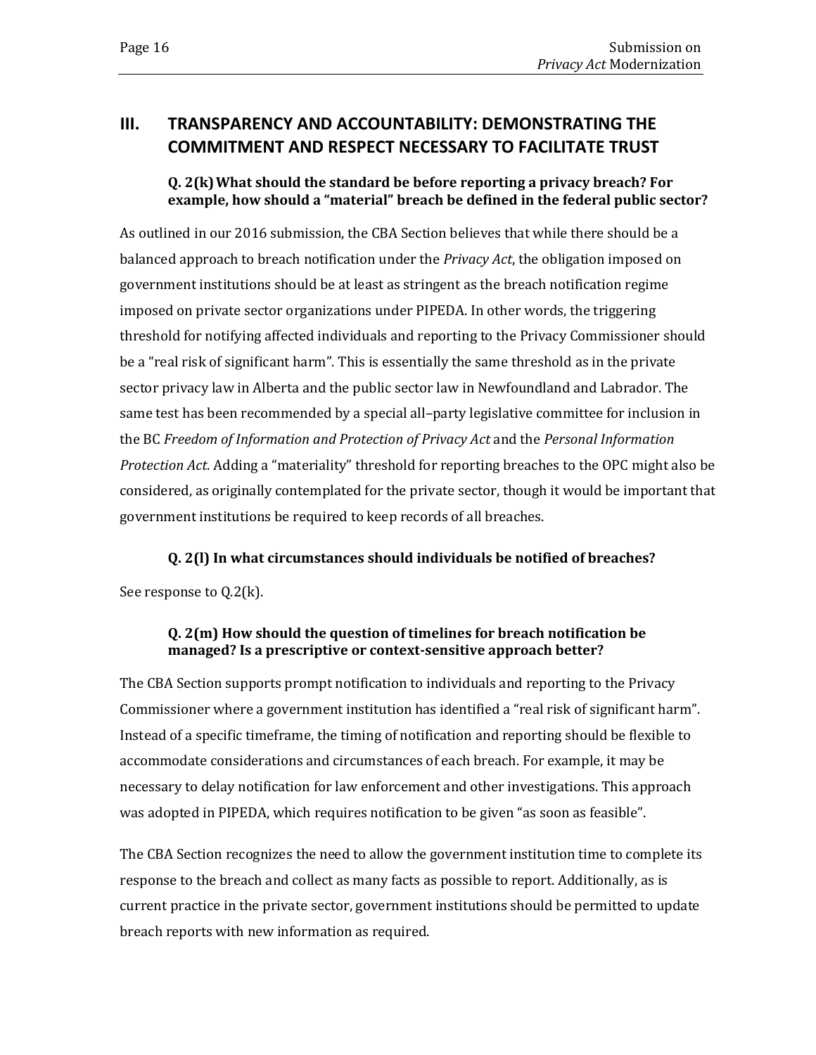## III. TRANSPARENCY AND ACCOUNTABILITY: DEMONSTRATING THE COMMITMENT AND RESPECT NECESSARY TO FACILITATE TRUST

### Q. 2(k) What should the standard be before reporting a privacy breach? For example, how should a "material" breach be defined in the federal public sector?

As outlined in our 2016 submission, the CBA Section believes that while there should be a balanced approach to breach notification under the *Privacy Act*, the obligation imposed on government institutions should be at least as stringent as the breach notification regime imposed on private sector organizations under PIPEDA. In other words, the triggering threshold for notifying affected individuals and reporting to the Privacy Commissioner should be a "real risk of significant harm". This is essentially the same threshold as in the private sector privacy law in Alberta and the public sector law in Newfoundland and Labrador. The same test has been recommended by a special all–party legislative committee for inclusion in the BC *Freedom of Information and Protection of Privacy Act* and the *Personal Information Protection Act*. Adding a "materiality" threshold for reporting breaches to the OPC might also be considered, as originally contemplated for the private sector, though it would be important that government institutions be required to keep records of all breaches.

### Q. 2(l) In what circumstances should individuals be notified of breaches?

See response to Q.2(k).

### Q. 2(m) How should the question of timelines for breach notification be managed? Is a prescriptive or context-sensitive approach better?

The CBA Section supports prompt notification to individuals and reporting to the Privacy Commissioner where a government institution has identified a "real risk of significant harm". Instead of a specific timeframe, the timing of notification and reporting should be flexible to accommodate considerations and circumstances of each breach. For example, it may be necessary to delay notification for law enforcement and other investigations. This approach was adopted in PIPEDA, which requires notification to be given "as soon as feasible".

The CBA Section recognizes the need to allow the government institution time to complete its response to the breach and collect as many facts as possible to report. Additionally, as is current practice in the private sector, government institutions should be permitted to update breach reports with new information as required.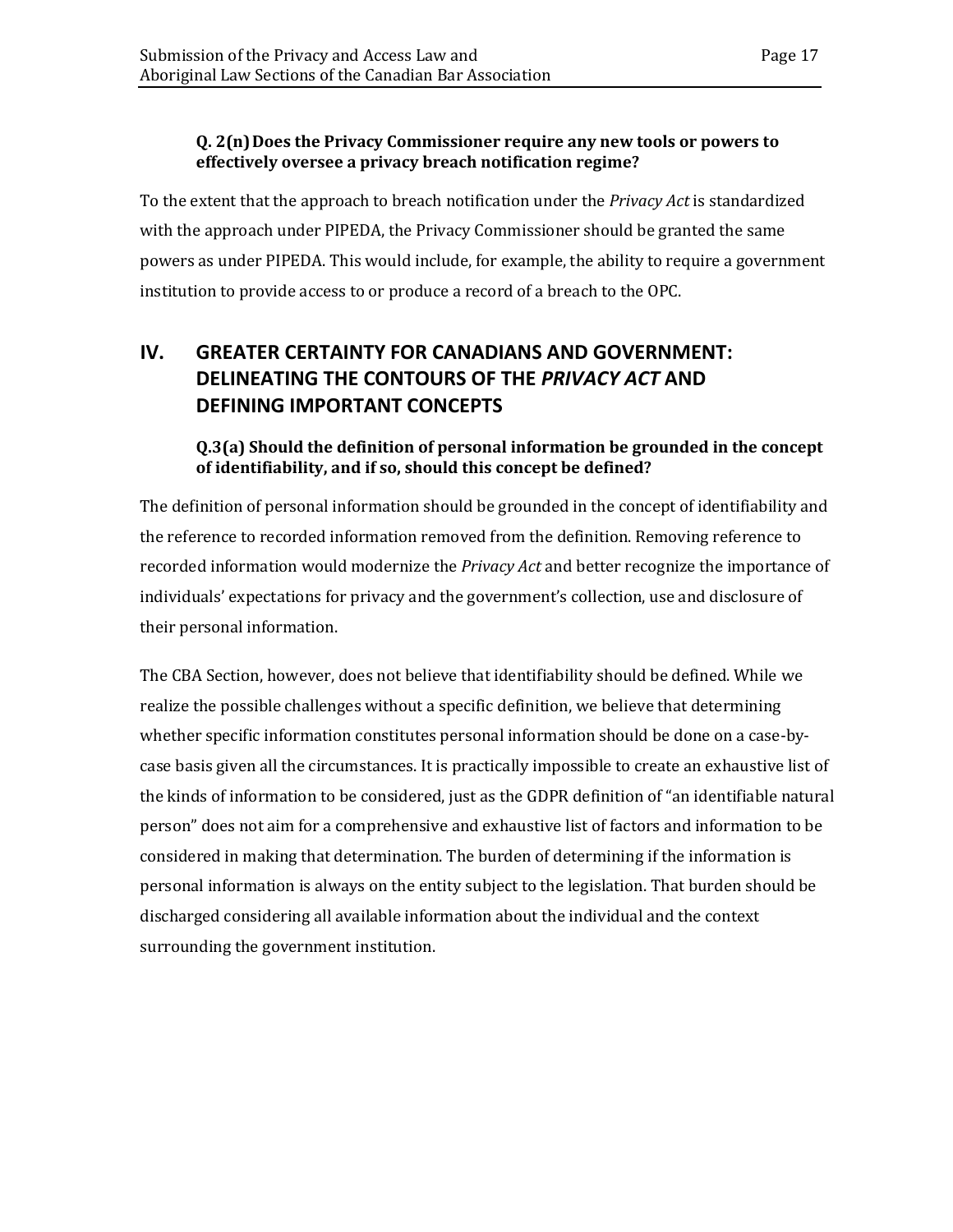#### Q. 2(n) Does the Privacy Commissioner require any new tools or powers to effectively oversee a privacy breach notification regime?

To the extent that the approach to breach notification under the *Privacy Act* is standardized with the approach under PIPEDA, the Privacy Commissioner should be granted the same powers as under PIPEDA. This would include, for example, the ability to require a government institution to provide access to or produce a record of a breach to the OPC.

## IV. GREATER CERTAINTY FOR CANADIANS AND GOVERNMENT: DELINEATING THE CONTOURS OF THE *PRIVACY ACT* AND DEFINING IMPORTANT CONCEPTS

#### Q.3(a) Should the definition of personal information be grounded in the concept of identifiability, and if so, should this concept be defined?

The definition of personal information should be grounded in the concept of identifiability and the reference to recorded information removed from the definition. Removing reference to recorded information would modernize the *Privacy Act* and better recognize the importance of individuals' expectations for privacy and the government's collection, use and disclosure of their personal information.

The CBA Section, however, does not believe that identifiability should be defined. While we realize the possible challenges without a specific definition, we believe that determining whether specific information constitutes personal information should be done on a case-by-case basis given all the circumstances. It is practically impossible to create an exhaustive list of the kinds of information to be considered, just as the GDPR definition of "an identifiable natural person" does not aim for a comprehensive and exhaustive list of factors and information to be considered in making that determination. The burden of determining if the information is personal information is always on the entity subject to the legislation. That burden should be discharged considering all available information about the individual and the context surrounding the government institution.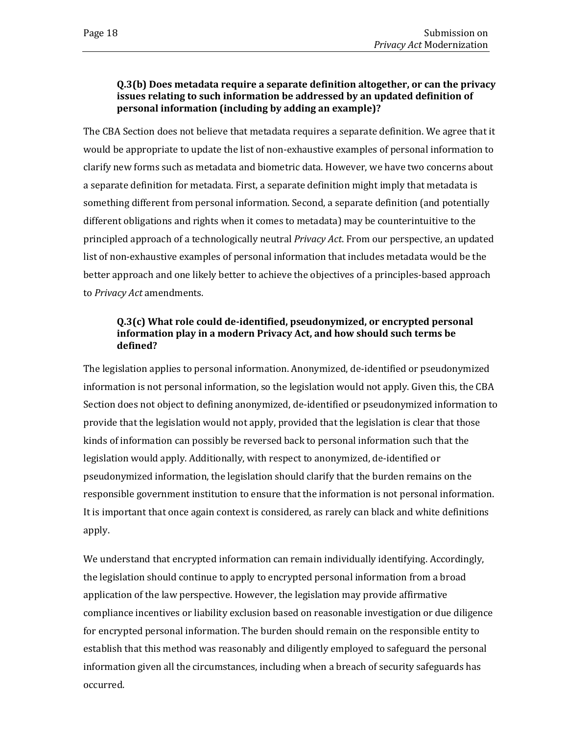### Q.3(b) Does metadata require a separate definition altogether, or can the privacy issues relating to such information be addressed by an updated definition of personal information (including by adding an example)?

The CBA Section does not believe that metadata requires a separate definition. We agree that it would be appropriate to update the list of non-exhaustive examples of personal information to clarify new forms such as metadata and biometric data. However, we have two concerns about a separate definition for metadata. First, a separate definition might imply that metadata is something different from personal information. Second, a separate definition (and potentially different obligations and rights when it comes to metadata) may be counterintuitive to the principled approach of a technologically neutral *Privacy Act*. From our perspective, an updated list of non-exhaustive examples of personal information that includes metadata would be the better approach and one likely better to achieve the objectives of a principles-based approach to *Privacy Act* amendments.

### Q.3(c) What role could de-identified, pseudonymized, or encrypted personal information play in a modern Privacy Act, and how should such terms be defined?

The legislation applies to personal information. Anonymized, de-identified or pseudonymized information is not personal information, so the legislation would not apply. Given this, the CBA Section does not object to defining anonymized, de-identified or pseudonymized information to provide that the legislation would not apply, provided that the legislation is clear that those kinds of information can possibly be reversed back to personal information such that the legislation would apply. Additionally, with respect to anonymized, de-identified or pseudonymized information, the legislation should clarify that the burden remains on the responsible government institution to ensure that the information is not personal information. It is important that once again context is considered, as rarely can black and white definitions apply.

We understand that encrypted information can remain individually identifying. Accordingly, the legislation should continue to apply to encrypted personal information from a broad application of the law perspective. However, the legislation may provide affirmative compliance incentives or liability exclusion based on reasonable investigation or due diligence for encrypted personal information. The burden should remain on the responsible entity to establish that this method was reasonably and diligently employed to safeguard the personal information given all the circumstances, including when a breach of security safeguards has occurred.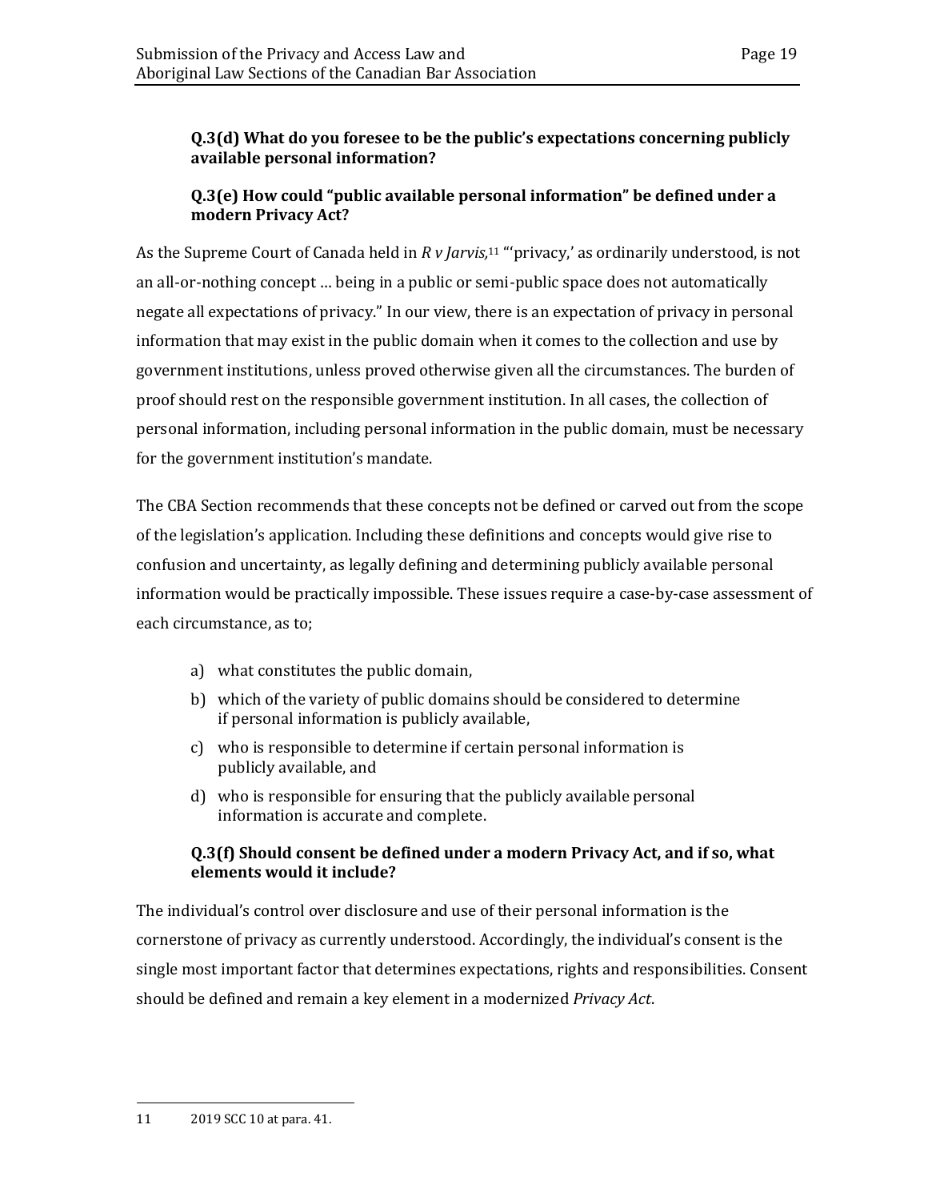### Q.3(d) What do you foresee to be the public's expectations concerning publicly available personal information?

### Q.3(e) How could "public available personal information" be defined under a modern Privacy Act?

As the Supreme Court of Canada held in *R v Jarvis*,[11] "'privacy,' as ordinarily understood, is not an all-or-nothing concept … being in a public or semi-public space does not automatically negate all expectations of privacy." In our view, there is an expectation of privacy in personal information that may exist in the public domain when it comes to the collection and use by government institutions, unless proved otherwise given all the circumstances. The burden of proof should rest on the responsible government institution. In all cases, the collection of personal information, including personal information in the public domain, must be necessary for the government institution's mandate.

The CBA Section recommends that these concepts not be defined or carved out from the scope of the legislation's application. Including these definitions and concepts would give rise to confusion and uncertainty, as legally defining and determining publicly available personal information would be practically impossible. These issues require a case-by-case assessment of each circumstance, as to;

a) what constitutes the public domain,
b) which of the variety of public domains should be considered to determine if personal information is publicly available,
c) who is responsible to determine if certain personal information is publicly available, and
d) who is responsible for ensuring that the publicly available personal information is accurate and complete.

### Q.3(f) Should consent be defined under a modern Privacy Act, and if so, what elements would it include?

The individual's control over disclosure and use of their personal information is the cornerstone of privacy as currently understood. Accordingly, the individual's consent is the single most important factor that determines expectations, rights and responsibilities. Consent should be defined and remain a key element in a modernized *Privacy Act*.

---

[11] 2019 SCC 10 at para. 41.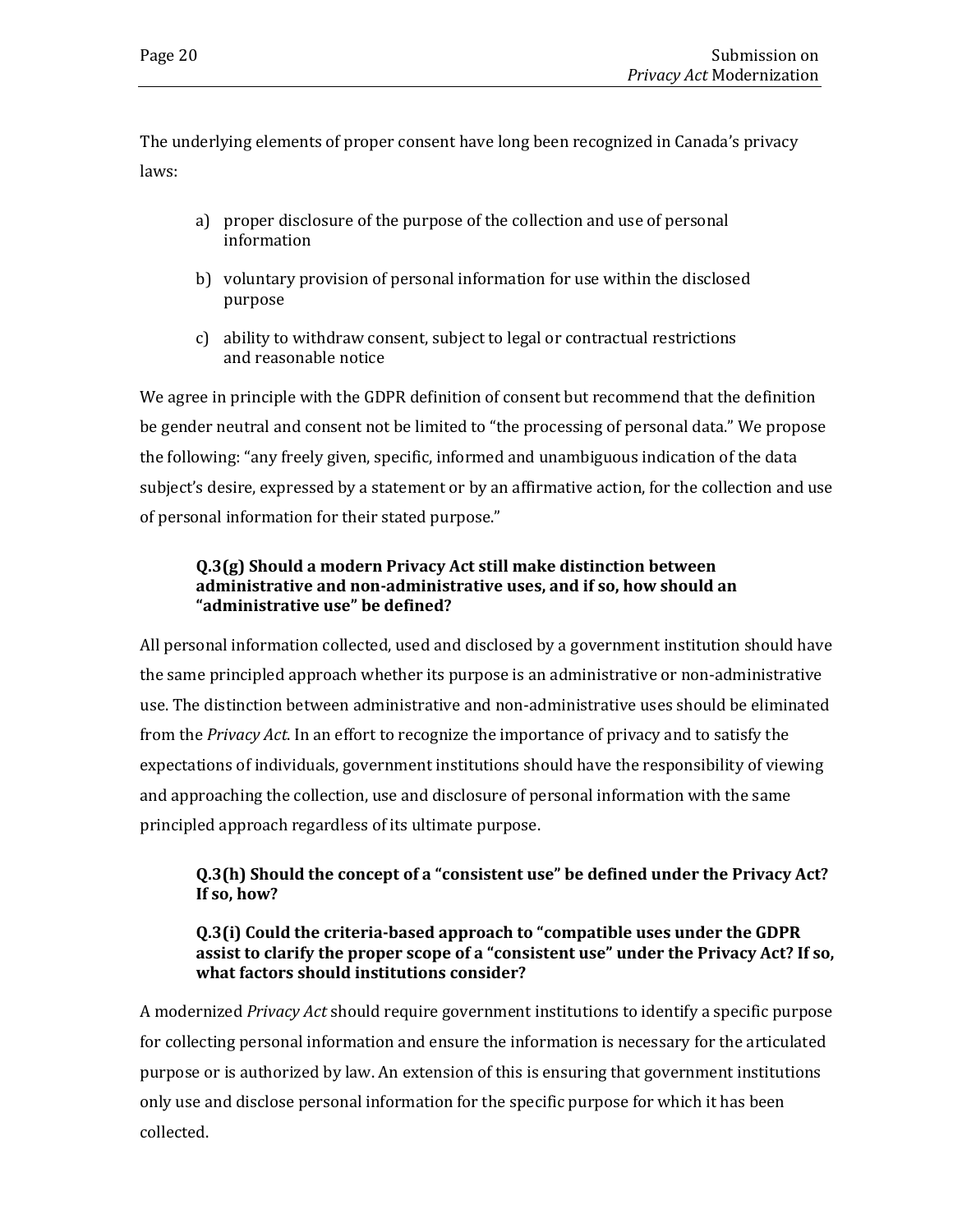The underlying elements of proper consent have long been recognized in Canada's privacy laws:

a) proper disclosure of the purpose of the collection and use of personal information

b) voluntary provision of personal information for use within the disclosed purpose

c) ability to withdraw consent, subject to legal or contractual restrictions and reasonable notice

We agree in principle with the GDPR definition of consent but recommend that the definition be gender neutral and consent not be limited to "the processing of personal data." We propose the following: "any freely given, specific, informed and unambiguous indication of the data subject's desire, expressed by a statement or by an affirmative action, for the collection and use of personal information for their stated purpose."

**Q.3(g) Should a modern Privacy Act still make distinction between administrative and non-administrative uses, and if so, how should an "administrative use" be defined?**

All personal information collected, used and disclosed by a government institution should have the same principled approach whether its purpose is an administrative or non-administrative use. The distinction between administrative and non-administrative uses should be eliminated from the *Privacy Act*. In an effort to recognize the importance of privacy and to satisfy the expectations of individuals, government institutions should have the responsibility of viewing and approaching the collection, use and disclosure of personal information with the same principled approach regardless of its ultimate purpose.

**Q.3(h) Should the concept of a "consistent use" be defined under the Privacy Act? If so, how?**

**Q.3(i) Could the criteria-based approach to "compatible uses under the GDPR assist to clarify the proper scope of a "consistent use" under the Privacy Act? If so, what factors should institutions consider?**

A modernized *Privacy Act* should require government institutions to identify a specific purpose for collecting personal information and ensure the information is necessary for the articulated purpose or is authorized by law. An extension of this is ensuring that government institutions only use and disclose personal information for the specific purpose for which it has been collected.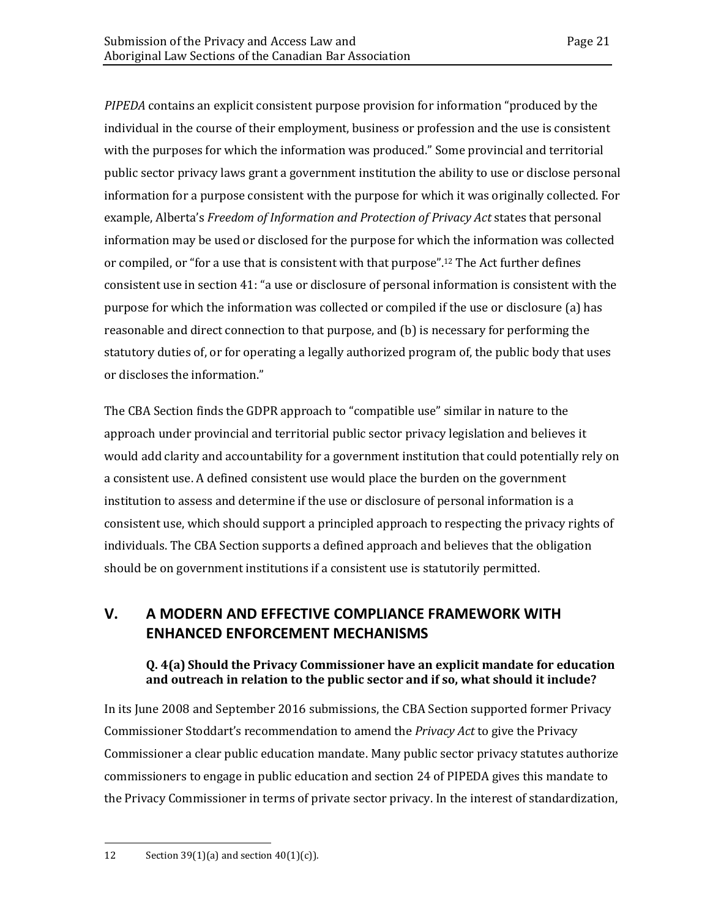*PIPEDA* contains an explicit consistent purpose provision for information "produced by the individual in the course of their employment, business or profession and the use is consistent with the purposes for which the information was produced." Some provincial and territorial public sector privacy laws grant a government institution the ability to use or disclose personal information for a purpose consistent with the purpose for which it was originally collected. For example, Alberta's *Freedom of Information and Protection of Privacy Act* states that personal information may be used or disclosed for the purpose for which the information was collected or compiled, or "for a use that is consistent with that purpose".[12] The Act further defines consistent use in section 41: "a use or disclosure of personal information is consistent with the purpose for which the information was collected or compiled if the use or disclosure (a) has reasonable and direct connection to that purpose, and (b) is necessary for performing the statutory duties of, or for operating a legally authorized program of, the public body that uses or discloses the information."

The CBA Section finds the GDPR approach to "compatible use" similar in nature to the approach under provincial and territorial public sector privacy legislation and believes it would add clarity and accountability for a government institution that could potentially rely on a consistent use. A defined consistent use would place the burden on the government institution to assess and determine if the use or disclosure of personal information is a consistent use, which should support a principled approach to respecting the privacy rights of individuals. The CBA Section supports a defined approach and believes that the obligation should be on government institutions if a consistent use is statutorily permitted.

## V. A MODERN AND EFFECTIVE COMPLIANCE FRAMEWORK WITH ENHANCED ENFORCEMENT MECHANISMS

### Q. 4(a) Should the Privacy Commissioner have an explicit mandate for education and outreach in relation to the public sector and if so, what should it include?

In its June 2008 and September 2016 submissions, the CBA Section supported former Privacy Commissioner Stoddart's recommendation to amend the *Privacy Act* to give the Privacy Commissioner a clear public education mandate. Many public sector privacy statutes authorize commissioners to engage in public education and section 24 of PIPEDA gives this mandate to the Privacy Commissioner in terms of private sector privacy. In the interest of standardization,

---

12 Section 39(1)(a) and section 40(1)(c)).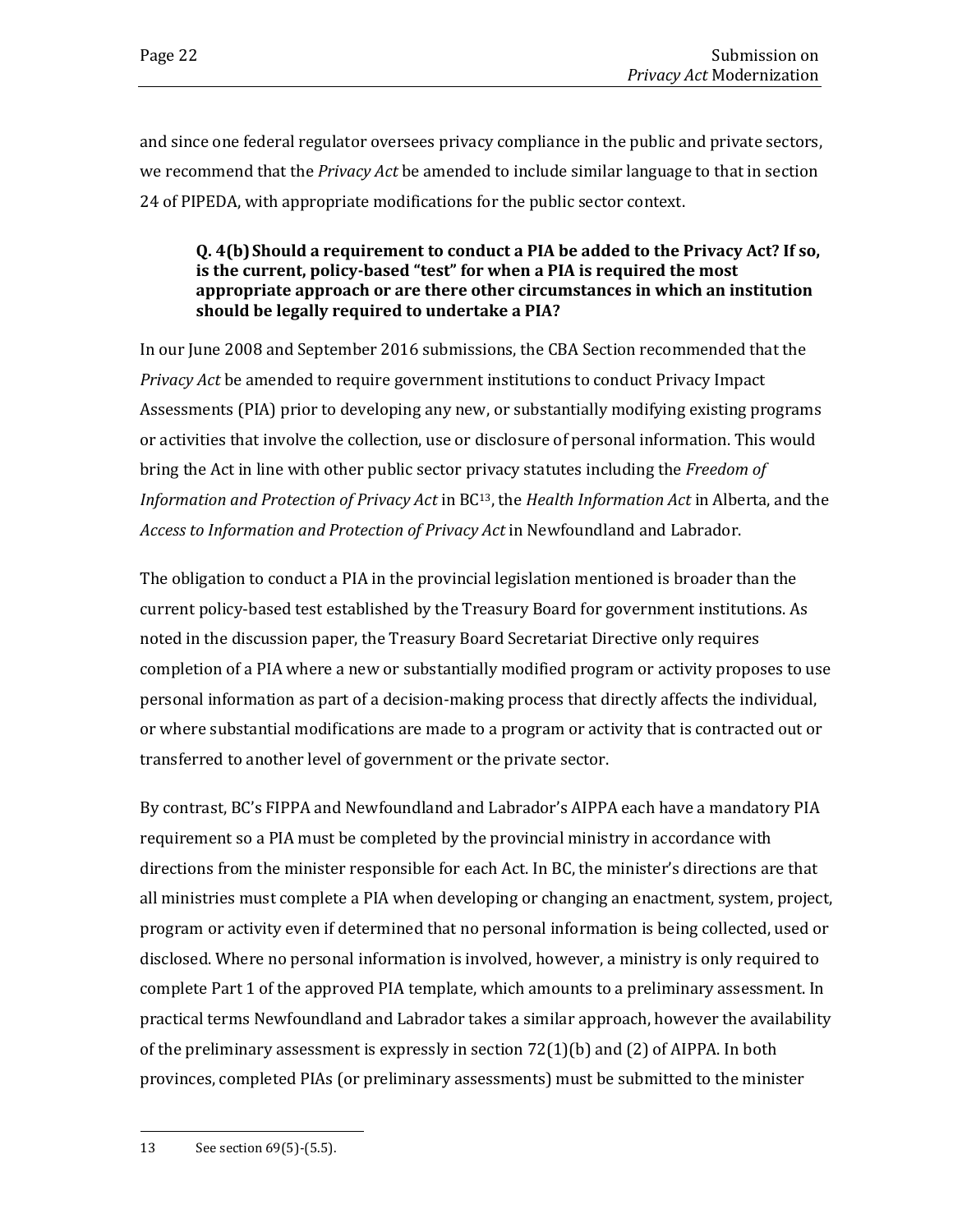and since one federal regulator oversees privacy compliance in the public and private sectors, we recommend that the *Privacy Act* be amended to include similar language to that in section 24 of PIPEDA, with appropriate modifications for the public sector context.

> **Q. 4(b) Should a requirement to conduct a PIA be added to the Privacy Act? If so, is the current, policy-based "test" for when a PIA is required the most appropriate approach or are there other circumstances in which an institution should be legally required to undertake a PIA?**

In our June 2008 and September 2016 submissions, the CBA Section recommended that the *Privacy Act* be amended to require government institutions to conduct Privacy Impact Assessments (PIA) prior to developing any new, or substantially modifying existing programs or activities that involve the collection, use or disclosure of personal information. This would bring the Act in line with other public sector privacy statutes including the *Freedom of Information and Protection of Privacy Act* in BC[13], the *Health Information Act* in Alberta, and the *Access to Information and Protection of Privacy Act* in Newfoundland and Labrador.

The obligation to conduct a PIA in the provincial legislation mentioned is broader than the current policy-based test established by the Treasury Board for government institutions. As noted in the discussion paper, the Treasury Board Secretariat Directive only requires completion of a PIA where a new or substantially modified program or activity proposes to use personal information as part of a decision-making process that directly affects the individual, or where substantial modifications are made to a program or activity that is contracted out or transferred to another level of government or the private sector.

By contrast, BC's FIPPA and Newfoundland and Labrador's AIPPA each have a mandatory PIA requirement so a PIA must be completed by the provincial ministry in accordance with directions from the minister responsible for each Act. In BC, the minister's directions are that all ministries must complete a PIA when developing or changing an enactment, system, project, program or activity even if determined that no personal information is being collected, used or disclosed. Where no personal information is involved, however, a ministry is only required to complete Part 1 of the approved PIA template, which amounts to a preliminary assessment. In practical terms Newfoundland and Labrador takes a similar approach, however the availability of the preliminary assessment is expressly in section 72(1)(b) and (2) of AIPPA. In both provinces, completed PIAs (or preliminary assessments) must be submitted to the minister

---

13 See section 69(5)-(5.5).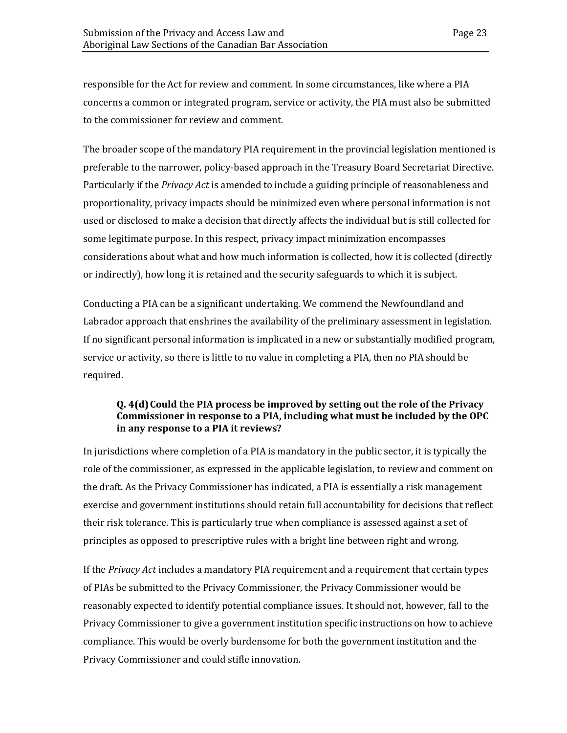responsible for the Act for review and comment. In some circumstances, like where a PIA concerns a common or integrated program, service or activity, the PIA must also be submitted to the commissioner for review and comment.

The broader scope of the mandatory PIA requirement in the provincial legislation mentioned is preferable to the narrower, policy-based approach in the Treasury Board Secretariat Directive. Particularly if the *Privacy Act* is amended to include a guiding principle of reasonableness and proportionality, privacy impacts should be minimized even where personal information is not used or disclosed to make a decision that directly affects the individual but is still collected for some legitimate purpose. In this respect, privacy impact minimization encompasses considerations about what and how much information is collected, how it is collected (directly or indirectly), how long it is retained and the security safeguards to which it is subject.

Conducting a PIA can be a significant undertaking. We commend the Newfoundland and Labrador approach that enshrines the availability of the preliminary assessment in legislation. If no significant personal information is implicated in a new or substantially modified program, service or activity, so there is little to no value in completing a PIA, then no PIA should be required.

**Q. 4(d) Could the PIA process be improved by setting out the role of the Privacy Commissioner in response to a PIA, including what must be included by the OPC in any response to a PIA it reviews?**

In jurisdictions where completion of a PIA is mandatory in the public sector, it is typically the role of the commissioner, as expressed in the applicable legislation, to review and comment on the draft. As the Privacy Commissioner has indicated, a PIA is essentially a risk management exercise and government institutions should retain full accountability for decisions that reflect their risk tolerance. This is particularly true when compliance is assessed against a set of principles as opposed to prescriptive rules with a bright line between right and wrong.

If the *Privacy Act* includes a mandatory PIA requirement and a requirement that certain types of PIAs be submitted to the Privacy Commissioner, the Privacy Commissioner would be reasonably expected to identify potential compliance issues. It should not, however, fall to the Privacy Commissioner to give a government institution specific instructions on how to achieve compliance. This would be overly burdensome for both the government institution and the Privacy Commissioner and could stifle innovation.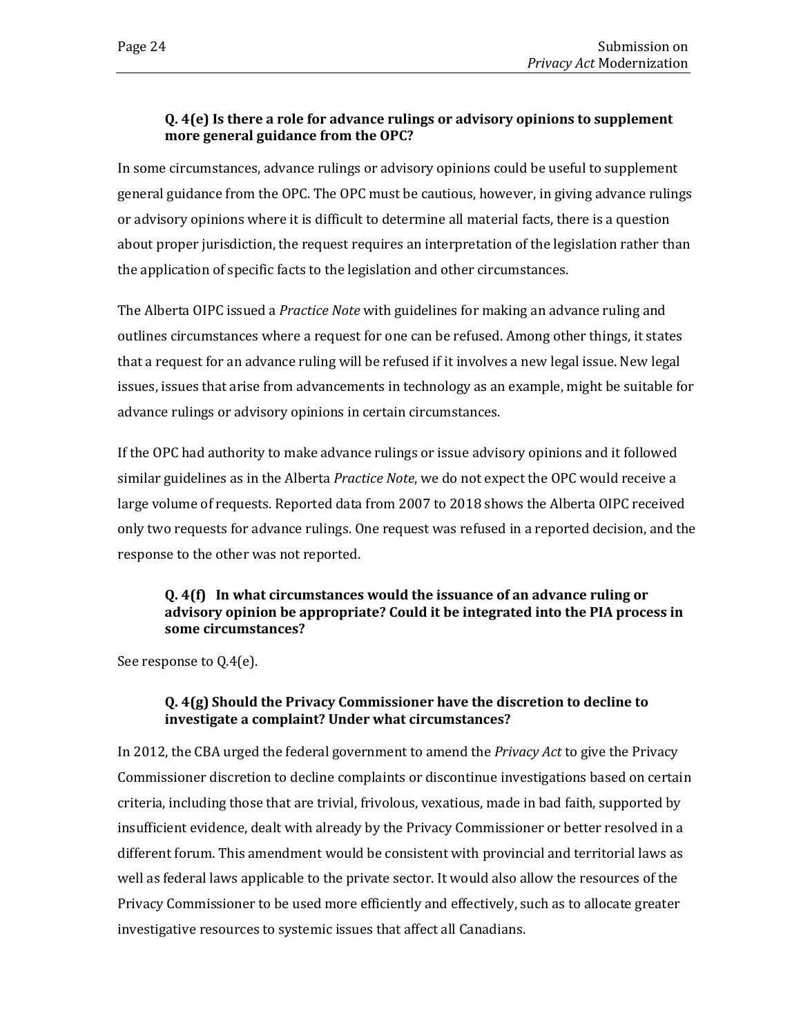### Q. 4(e) Is there a role for advance rulings or advisory opinions to supplement more general guidance from the OPC?

In some circumstances, advance rulings or advisory opinions could be useful to supplement general guidance from the OPC. The OPC must be cautious, however, in giving advance rulings or advisory opinions where it is difficult to determine all material facts, there is a question about proper jurisdiction, the request requires an interpretation of the legislation rather than the application of specific facts to the legislation and other circumstances.

The Alberta OIPC issued a *Practice Note* with guidelines for making an advance ruling and outlines circumstances where a request for one can be refused. Among other things, it states that a request for an advance ruling will be refused if it involves a new legal issue. New legal issues, issues that arise from advancements in technology as an example, might be suitable for advance rulings or advisory opinions in certain circumstances.

If the OPC had authority to make advance rulings or issue advisory opinions and it followed similar guidelines as in the Alberta *Practice Note*, we do not expect the OPC would receive a large volume of requests. Reported data from 2007 to 2018 shows the Alberta OIPC received only two requests for advance rulings. One request was refused in a reported decision, and the response to the other was not reported.

### Q. 4(f) In what circumstances would the issuance of an advance ruling or advisory opinion be appropriate? Could it be integrated into the PIA process in some circumstances?

See response to Q.4(e).

### Q. 4(g) Should the Privacy Commissioner have the discretion to decline to investigate a complaint? Under what circumstances?

In 2012, the CBA urged the federal government to amend the *Privacy Act* to give the Privacy Commissioner discretion to decline complaints or discontinue investigations based on certain criteria, including those that are trivial, frivolous, vexatious, made in bad faith, supported by insufficient evidence, dealt with already by the Privacy Commissioner or better resolved in a different forum. This amendment would be consistent with provincial and territorial laws as well as federal laws applicable to the private sector. It would also allow the resources of the Privacy Commissioner to be used more efficiently and effectively, such as to allocate greater investigative resources to systemic issues that affect all Canadians.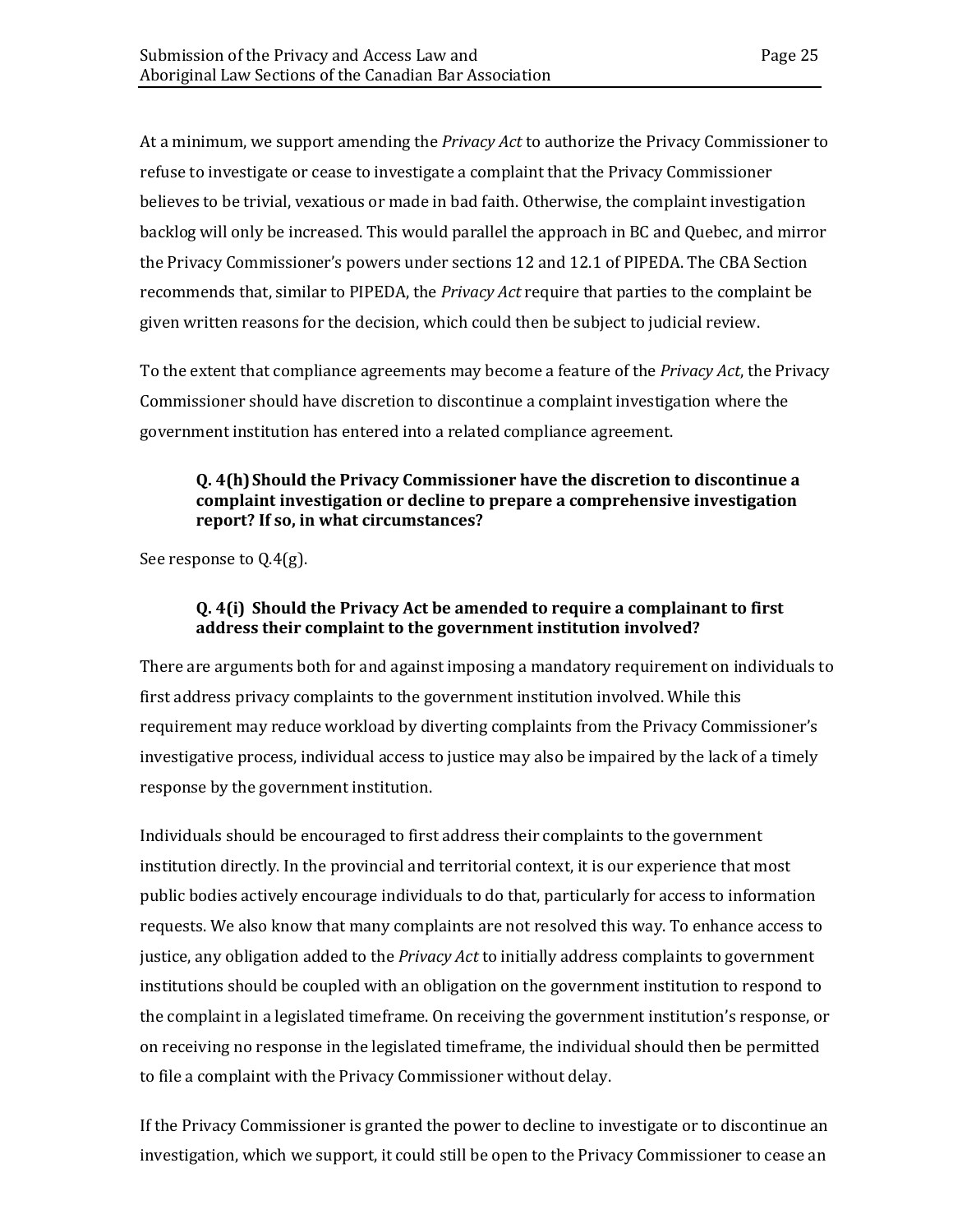At a minimum, we support amending the *Privacy Act* to authorize the Privacy Commissioner to refuse to investigate or cease to investigate a complaint that the Privacy Commissioner believes to be trivial, vexatious or made in bad faith. Otherwise, the complaint investigation backlog will only be increased. This would parallel the approach in BC and Quebec, and mirror the Privacy Commissioner's powers under sections 12 and 12.1 of PIPEDA. The CBA Section recommends that, similar to PIPEDA, the *Privacy Act* require that parties to the complaint be given written reasons for the decision, which could then be subject to judicial review.

To the extent that compliance agreements may become a feature of the *Privacy Act*, the Privacy Commissioner should have discretion to discontinue a complaint investigation where the government institution has entered into a related compliance agreement.

**Q. 4(h) Should the Privacy Commissioner have the discretion to discontinue a complaint investigation or decline to prepare a comprehensive investigation report? If so, in what circumstances?**

See response to Q.4(g).

**Q. 4(i) Should the Privacy Act be amended to require a complainant to first address their complaint to the government institution involved?**

There are arguments both for and against imposing a mandatory requirement on individuals to first address privacy complaints to the government institution involved. While this requirement may reduce workload by diverting complaints from the Privacy Commissioner's investigative process, individual access to justice may also be impaired by the lack of a timely response by the government institution.

Individuals should be encouraged to first address their complaints to the government institution directly. In the provincial and territorial context, it is our experience that most public bodies actively encourage individuals to do that, particularly for access to information requests. We also know that many complaints are not resolved this way. To enhance access to justice, any obligation added to the *Privacy Act* to initially address complaints to government institutions should be coupled with an obligation on the government institution to respond to the complaint in a legislated timeframe. On receiving the government institution's response, or on receiving no response in the legislated timeframe, the individual should then be permitted to file a complaint with the Privacy Commissioner without delay.

If the Privacy Commissioner is granted the power to decline to investigate or to discontinue an investigation, which we support, it could still be open to the Privacy Commissioner to cease an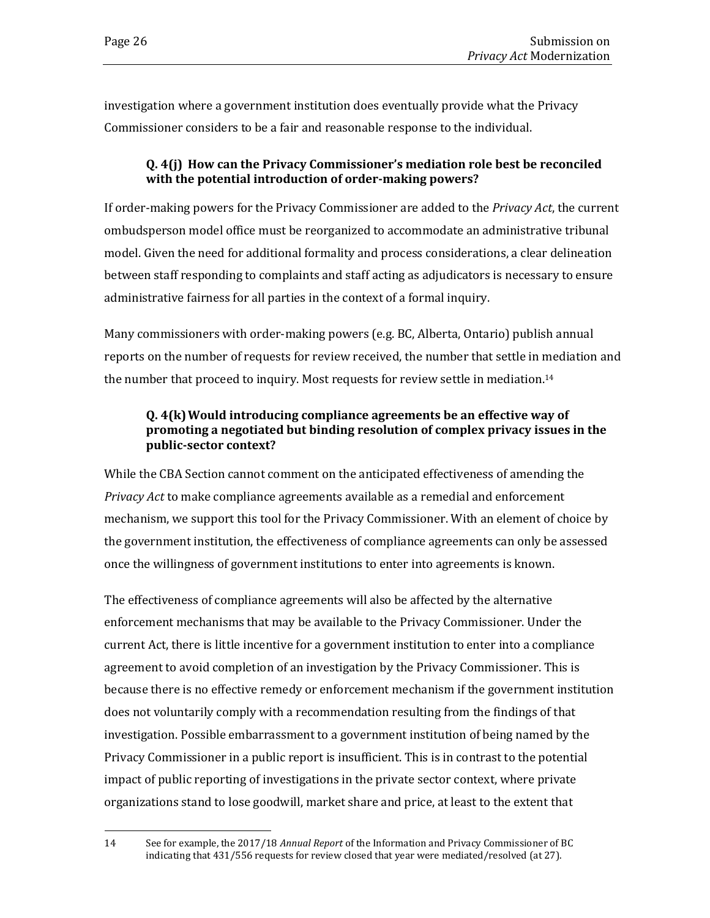investigation where a government institution does eventually provide what the Privacy Commissioner considers to be a fair and reasonable response to the individual.

### Q. 4(j) How can the Privacy Commissioner's mediation role best be reconciled with the potential introduction of order-making powers?

If order-making powers for the Privacy Commissioner are added to the *Privacy Act*, the current ombudsperson model office must be reorganized to accommodate an administrative tribunal model. Given the need for additional formality and process considerations, a clear delineation between staff responding to complaints and staff acting as adjudicators is necessary to ensure administrative fairness for all parties in the context of a formal inquiry.

Many commissioners with order-making powers (e.g. BC, Alberta, Ontario) publish annual reports on the number of requests for review received, the number that settle in mediation and the number that proceed to inquiry. Most requests for review settle in mediation.[14]

### Q. 4(k) Would introducing compliance agreements be an effective way of promoting a negotiated but binding resolution of complex privacy issues in the public-sector context?

While the CBA Section cannot comment on the anticipated effectiveness of amending the *Privacy Act* to make compliance agreements available as a remedial and enforcement mechanism, we support this tool for the Privacy Commissioner. With an element of choice by the government institution, the effectiveness of compliance agreements can only be assessed once the willingness of government institutions to enter into agreements is known.

The effectiveness of compliance agreements will also be affected by the alternative enforcement mechanisms that may be available to the Privacy Commissioner. Under the current Act, there is little incentive for a government institution to enter into a compliance agreement to avoid completion of an investigation by the Privacy Commissioner. This is because there is no effective remedy or enforcement mechanism if the government institution does not voluntarily comply with a recommendation resulting from the findings of that investigation. Possible embarrassment to a government institution of being named by the Privacy Commissioner in a public report is insufficient. This is in contrast to the potential impact of public reporting of investigations in the private sector context, where private organizations stand to lose goodwill, market share and price, at least to the extent that

---

14 See for example, the 2017/18 *Annual Report* of the Information and Privacy Commissioner of BC indicating that 431/556 requests for review closed that year were mediated/resolved (at 27).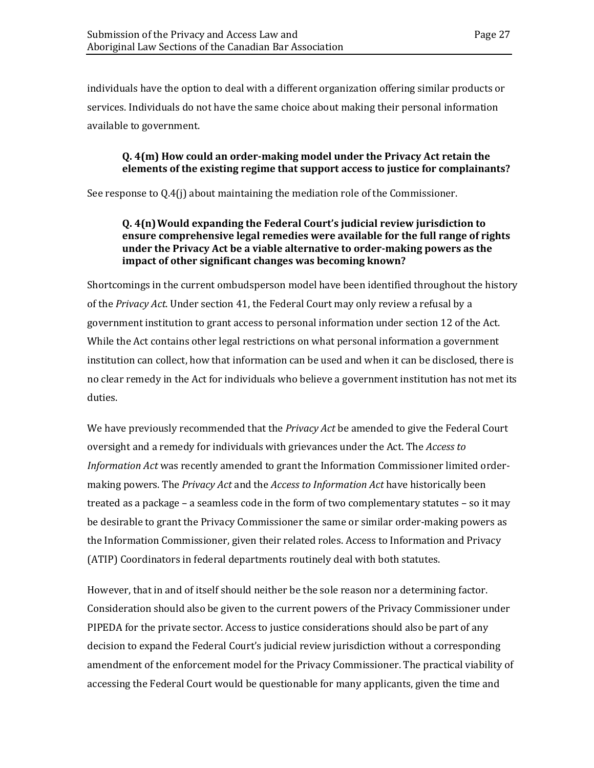individuals have the option to deal with a different organization offering similar products or services. Individuals do not have the same choice about making their personal information available to government.

> **Q. 4(m) How could an order-making model under the Privacy Act retain the elements of the existing regime that support access to justice for complainants?**

See response to Q.4(j) about maintaining the mediation role of the Commissioner.

> **Q. 4(n) Would expanding the Federal Court's judicial review jurisdiction to ensure comprehensive legal remedies were available for the full range of rights under the Privacy Act be a viable alternative to order-making powers as the impact of other significant changes was becoming known?**

Shortcomings in the current ombudsperson model have been identified throughout the history of the *Privacy Act*. Under section 41, the Federal Court may only review a refusal by a government institution to grant access to personal information under section 12 of the Act. While the Act contains other legal restrictions on what personal information a government institution can collect, how that information can be used and when it can be disclosed, there is no clear remedy in the Act for individuals who believe a government institution has not met its duties.

We have previously recommended that the *Privacy Act* be amended to give the Federal Court oversight and a remedy for individuals with grievances under the Act. The *Access to Information Act* was recently amended to grant the Information Commissioner limited order-making powers. The *Privacy Act* and the *Access to Information Act* have historically been treated as a package – a seamless code in the form of two complementary statutes – so it may be desirable to grant the Privacy Commissioner the same or similar order-making powers as the Information Commissioner, given their related roles. Access to Information and Privacy (ATIP) Coordinators in federal departments routinely deal with both statutes.

However, that in and of itself should neither be the sole reason nor a determining factor. Consideration should also be given to the current powers of the Privacy Commissioner under PIPEDA for the private sector. Access to justice considerations should also be part of any decision to expand the Federal Court's judicial review jurisdiction without a corresponding amendment of the enforcement model for the Privacy Commissioner. The practical viability of accessing the Federal Court would be questionable for many applicants, given the time and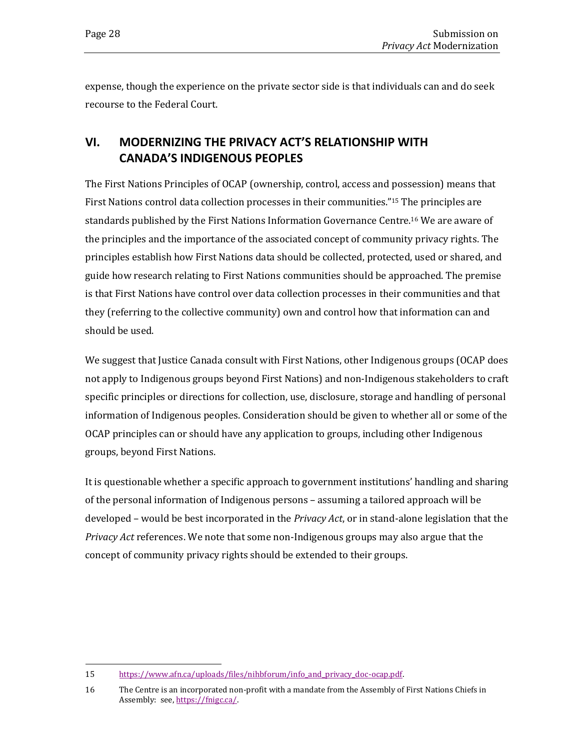expense, though the experience on the private sector side is that individuals can and do seek recourse to the Federal Court.

## VI. MODERNIZING THE PRIVACY ACT'S RELATIONSHIP WITH CANADA'S INDIGENOUS PEOPLES

The First Nations Principles of OCAP (ownership, control, access and possession) means that First Nations control data collection processes in their communities."[15] The principles are standards published by the First Nations Information Governance Centre.[16] We are aware of the principles and the importance of the associated concept of community privacy rights. The principles establish how First Nations data should be collected, protected, used or shared, and guide how research relating to First Nations communities should be approached. The premise is that First Nations have control over data collection processes in their communities and that they (referring to the collective community) own and control how that information can and should be used.

We suggest that Justice Canada consult with First Nations, other Indigenous groups (OCAP does not apply to Indigenous groups beyond First Nations) and non-Indigenous stakeholders to craft specific principles or directions for collection, use, disclosure, storage and handling of personal information of Indigenous peoples. Consideration should be given to whether all or some of the OCAP principles can or should have any application to groups, including other Indigenous groups, beyond First Nations.

It is questionable whether a specific approach to government institutions' handling and sharing of the personal information of Indigenous persons – assuming a tailored approach will be developed – would be best incorporated in the *Privacy Act*, or in stand-alone legislation that the *Privacy Act* references. We note that some non-Indigenous groups may also argue that the concept of community privacy rights should be extended to their groups.

---

15 https://www.afn.ca/uploads/files/nihbforum/info_and_privacy_doc-ocap.pdf.

16 The Centre is an incorporated non-profit with a mandate from the Assembly of First Nations Chiefs in Assembly: see, https://fnigc.ca/.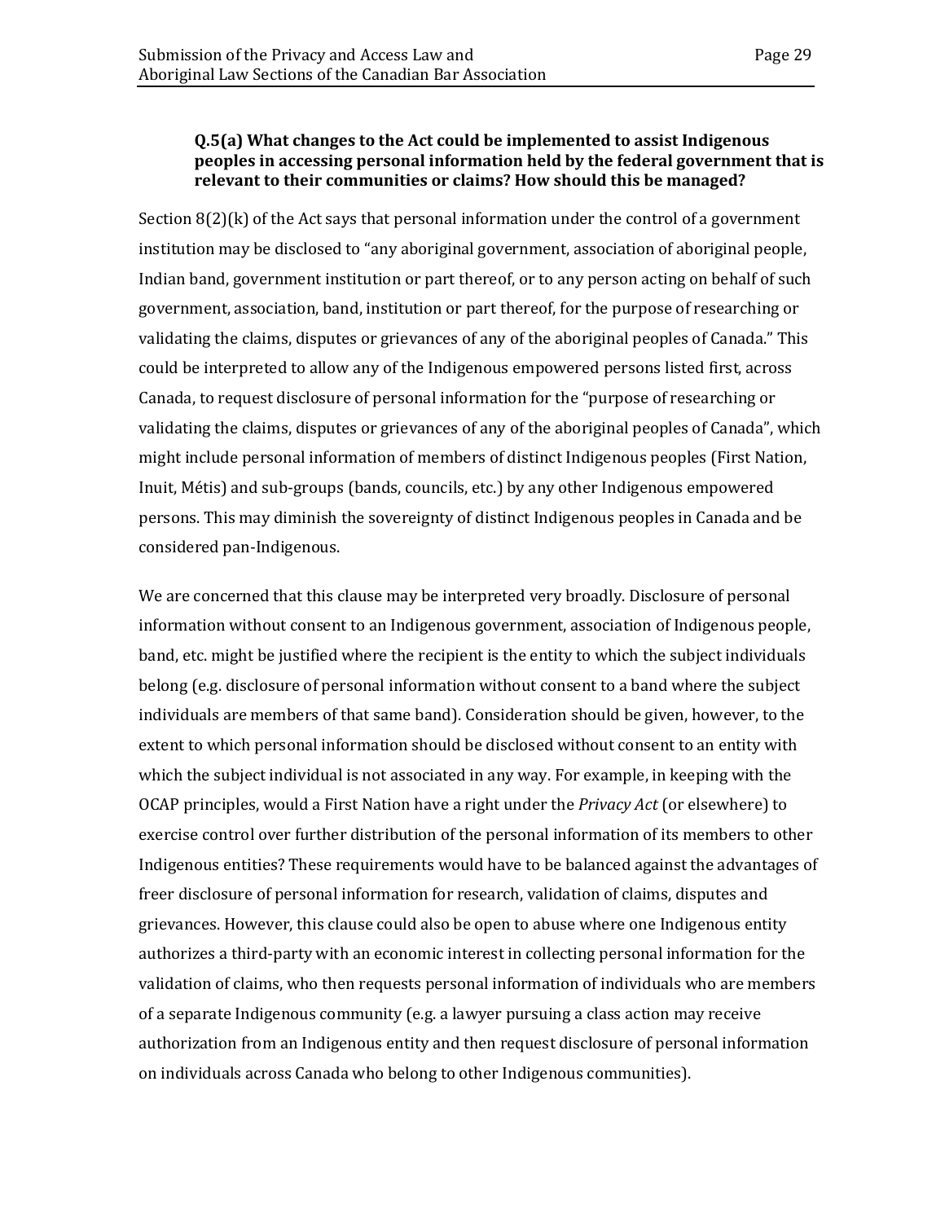**Q.5(a) What changes to the Act could be implemented to assist Indigenous peoples in accessing personal information held by the federal government that is relevant to their communities or claims? How should this be managed?**

Section 8(2)(k) of the Act says that personal information under the control of a government institution may be disclosed to "any aboriginal government, association of aboriginal people, Indian band, government institution or part thereof, or to any person acting on behalf of such government, association, band, institution or part thereof, for the purpose of researching or validating the claims, disputes or grievances of any of the aboriginal peoples of Canada." This could be interpreted to allow any of the Indigenous empowered persons listed first, across Canada, to request disclosure of personal information for the "purpose of researching or validating the claims, disputes or grievances of any of the aboriginal peoples of Canada", which might include personal information of members of distinct Indigenous peoples (First Nation, Inuit, Métis) and sub-groups (bands, councils, etc.) by any other Indigenous empowered persons. This may diminish the sovereignty of distinct Indigenous peoples in Canada and be considered pan-Indigenous.

We are concerned that this clause may be interpreted very broadly. Disclosure of personal information without consent to an Indigenous government, association of Indigenous people, band, etc. might be justified where the recipient is the entity to which the subject individuals belong (e.g. disclosure of personal information without consent to a band where the subject individuals are members of that same band). Consideration should be given, however, to the extent to which personal information should be disclosed without consent to an entity with which the subject individual is not associated in any way. For example, in keeping with the OCAP principles, would a First Nation have a right under the *Privacy Act* (or elsewhere) to exercise control over further distribution of the personal information of its members to other Indigenous entities? These requirements would have to be balanced against the advantages of freer disclosure of personal information for research, validation of claims, disputes and grievances. However, this clause could also be open to abuse where one Indigenous entity authorizes a third-party with an economic interest in collecting personal information for the validation of claims, who then requests personal information of individuals who are members of a separate Indigenous community (e.g. a lawyer pursuing a class action may receive authorization from an Indigenous entity and then request disclosure of personal information on individuals across Canada who belong to other Indigenous communities).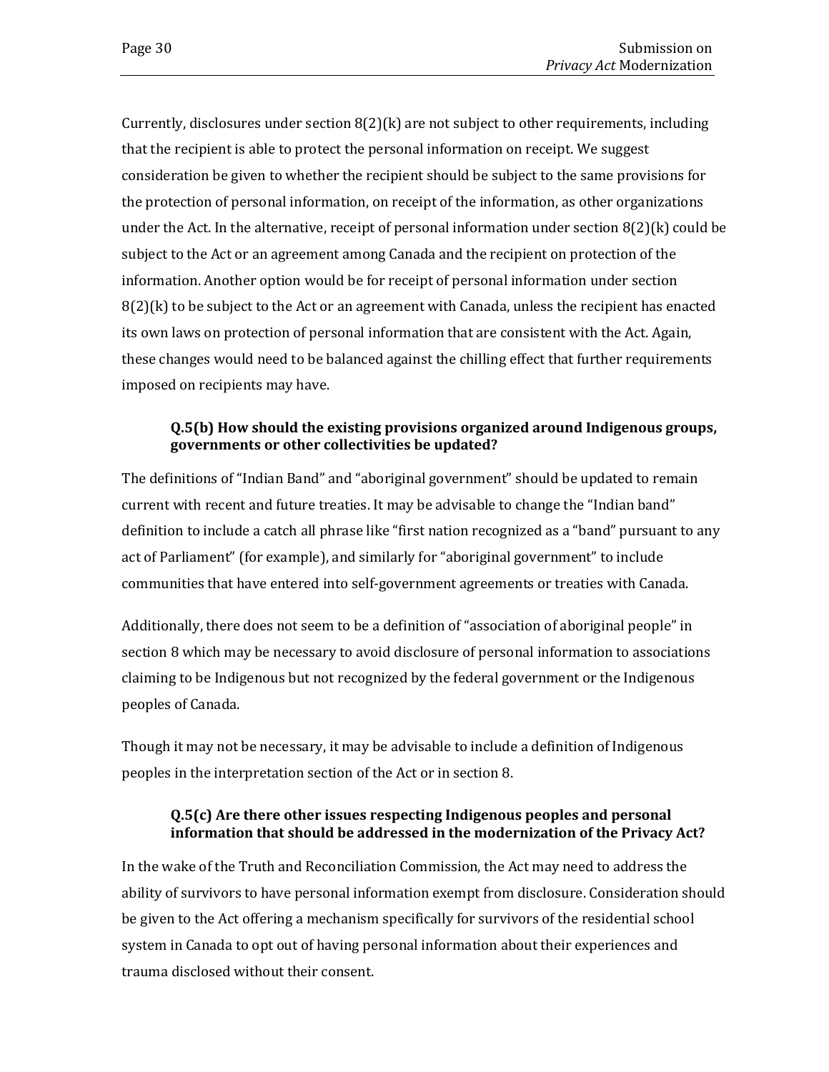Currently, disclosures under section 8(2)(k) are not subject to other requirements, including that the recipient is able to protect the personal information on receipt. We suggest consideration be given to whether the recipient should be subject to the same provisions for the protection of personal information, on receipt of the information, as other organizations under the Act. In the alternative, receipt of personal information under section 8(2)(k) could be subject to the Act or an agreement among Canada and the recipient on protection of the information. Another option would be for receipt of personal information under section 8(2)(k) to be subject to the Act or an agreement with Canada, unless the recipient has enacted its own laws on protection of personal information that are consistent with the Act. Again, these changes would need to be balanced against the chilling effect that further requirements imposed on recipients may have.

### Q.5(b) How should the existing provisions organized around Indigenous groups, governments or other collectivities be updated?

The definitions of “Indian Band” and “aboriginal government” should be updated to remain current with recent and future treaties. It may be advisable to change the “Indian band” definition to include a catch all phrase like “first nation recognized as a “band” pursuant to any act of Parliament” (for example), and similarly for “aboriginal government” to include communities that have entered into self-government agreements or treaties with Canada.

Additionally, there does not seem to be a definition of “association of aboriginal people” in section 8 which may be necessary to avoid disclosure of personal information to associations claiming to be Indigenous but not recognized by the federal government or the Indigenous peoples of Canada.

Though it may not be necessary, it may be advisable to include a definition of Indigenous peoples in the interpretation section of the Act or in section 8.

### Q.5(c) Are there other issues respecting Indigenous peoples and personal information that should be addressed in the modernization of the Privacy Act?

In the wake of the Truth and Reconciliation Commission, the Act may need to address the ability of survivors to have personal information exempt from disclosure. Consideration should be given to the Act offering a mechanism specifically for survivors of the residential school system in Canada to opt out of having personal information about their experiences and trauma disclosed without their consent.